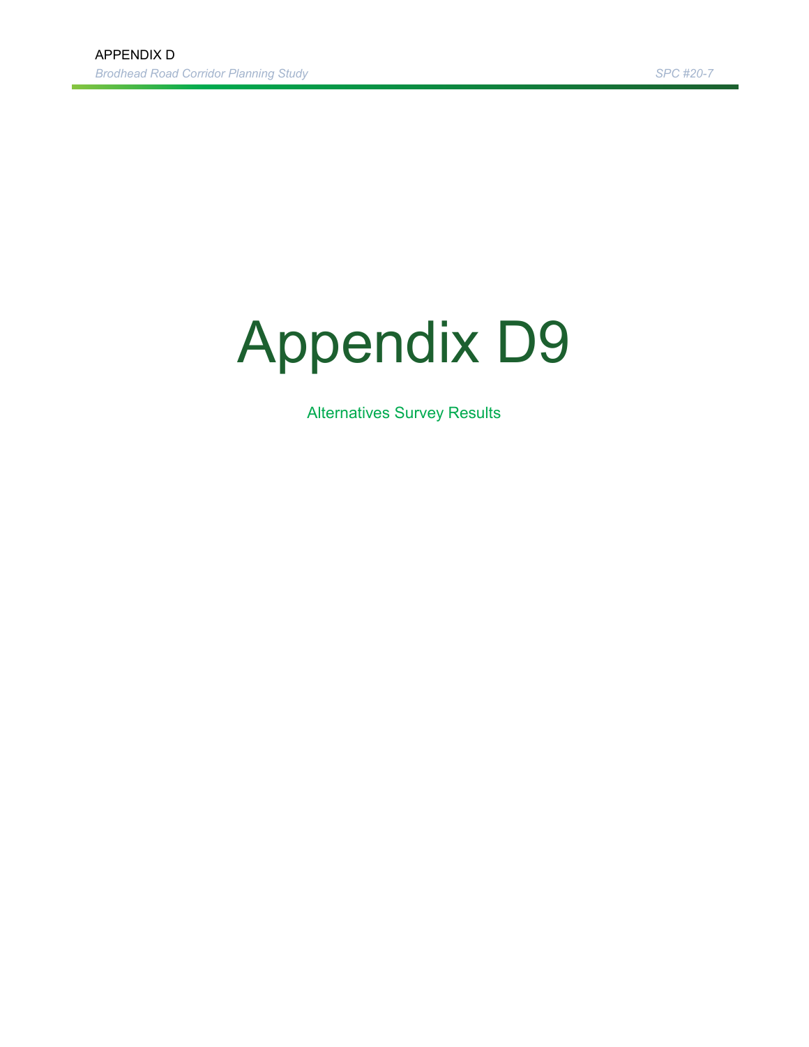# Appendix D9

Alternatives Survey Results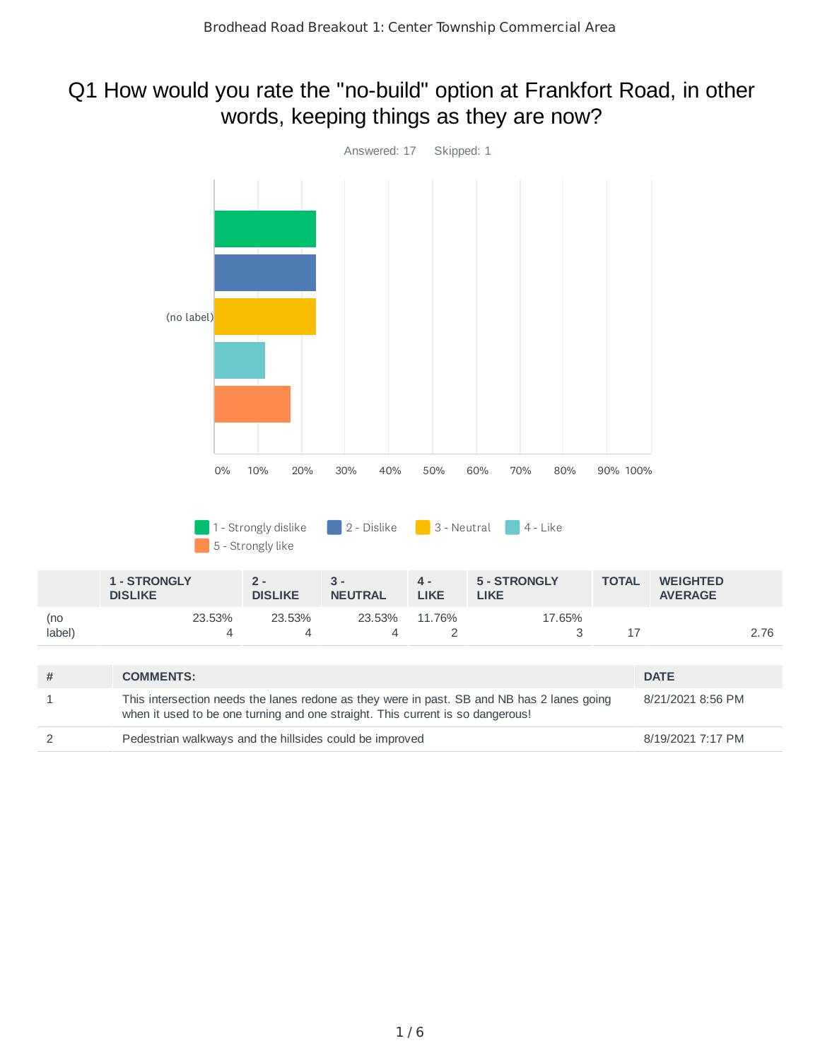# Q1 How would you rate the "no-build" option at Frankfort Road, in other words, keeping things as they are now?

Answered: 17 Skipped: 1

| | 1 - STRONGLY DISLIKE | 2 - DISLIKE | 3 - NEUTRAL | 4 - LIKE | 5 - STRONGLY LIKE | TOTAL | WEIGHTED AVERAGE |
|---|---|---|---|---|---|---|---|
| (no label) | 23.53% 4 | 23.53% 4 | 23.53% 4 | 11.76% 2 | 17.65% 3 | 17 | 2.76 |

| # | COMMENTS: | DATE |
|---|---|---|
| 1 | This intersection needs the lanes redone as they were in past. SB and NB has 2 lanes going when it used to be one turning and one straight. This current is so dangerous! | 8/21/2021 8:56 PM |
| 2 | Pedestrian walkways and the hillsides could be improved | 8/19/2021 7:17 PM |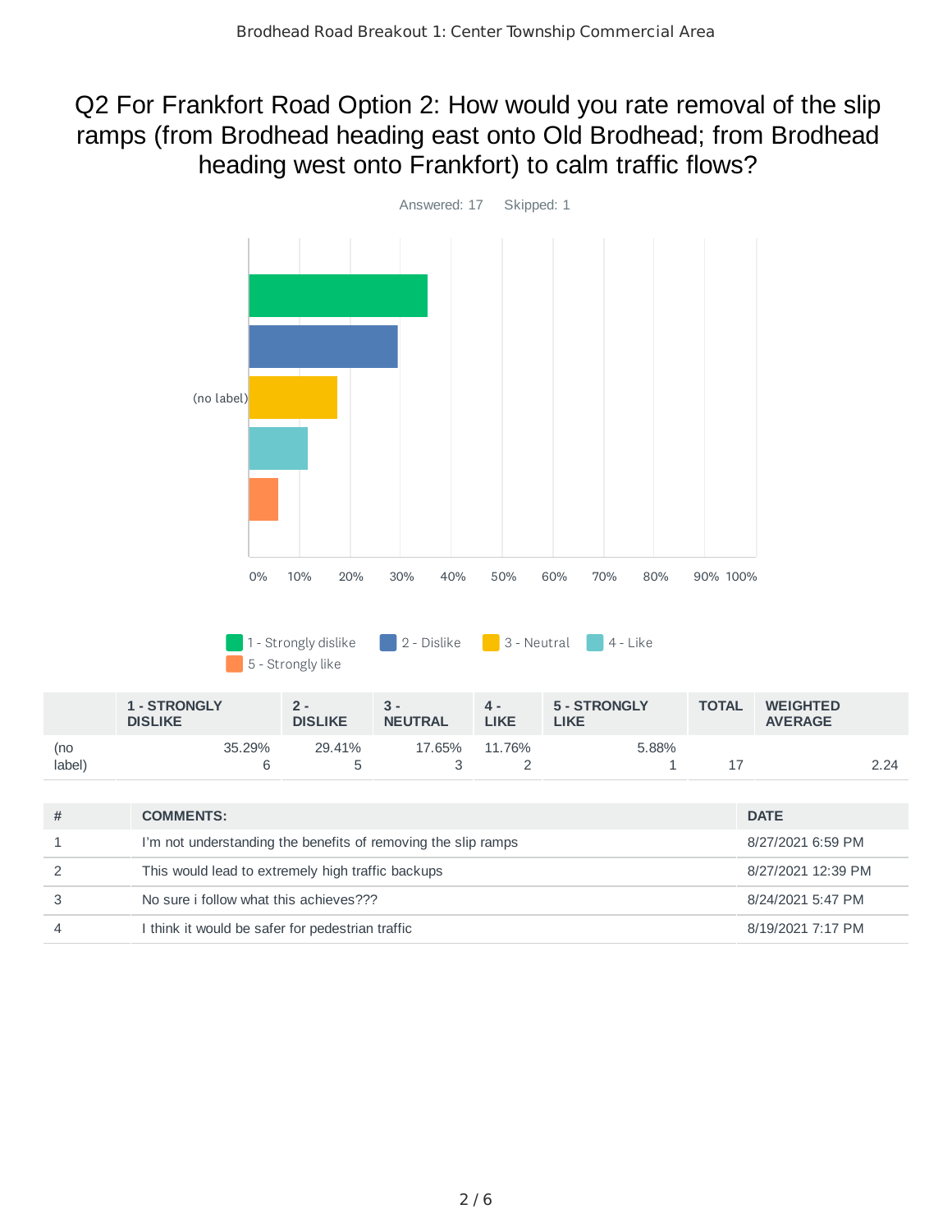# Q2 For Frankfort Road Option 2: How would you rate removal of the slip ramps (from Brodhead heading east onto Old Brodhead; from Brodhead heading west onto Frankfort) to calm traffic flows?

Answered: 17 Skipped: 1

| | 1 - STRONGLY DISLIKE | 2 - DISLIKE | 3 - NEUTRAL | 4 - LIKE | 5 - STRONGLY LIKE | TOTAL | WEIGHTED AVERAGE |
|---|---|---|---|---|---|---|---|
| (no label) | 35.29% 6 | 29.41% 5 | 17.65% 3 | 11.76% 2 | 5.88% 1 | 17 | 2.24 |

| # | COMMENTS: | DATE |
|---|---|---|
| 1 | I'm not understanding the benefits of removing the slip ramps | 8/27/2021 6:59 PM |
| 2 | This would lead to extremely high traffic backups | 8/27/2021 12:39 PM |
| 3 | No sure i follow what this achieves??? | 8/24/2021 5:47 PM |
| 4 | I think it would be safer for pedestrian traffic | 8/19/2021 7:17 PM |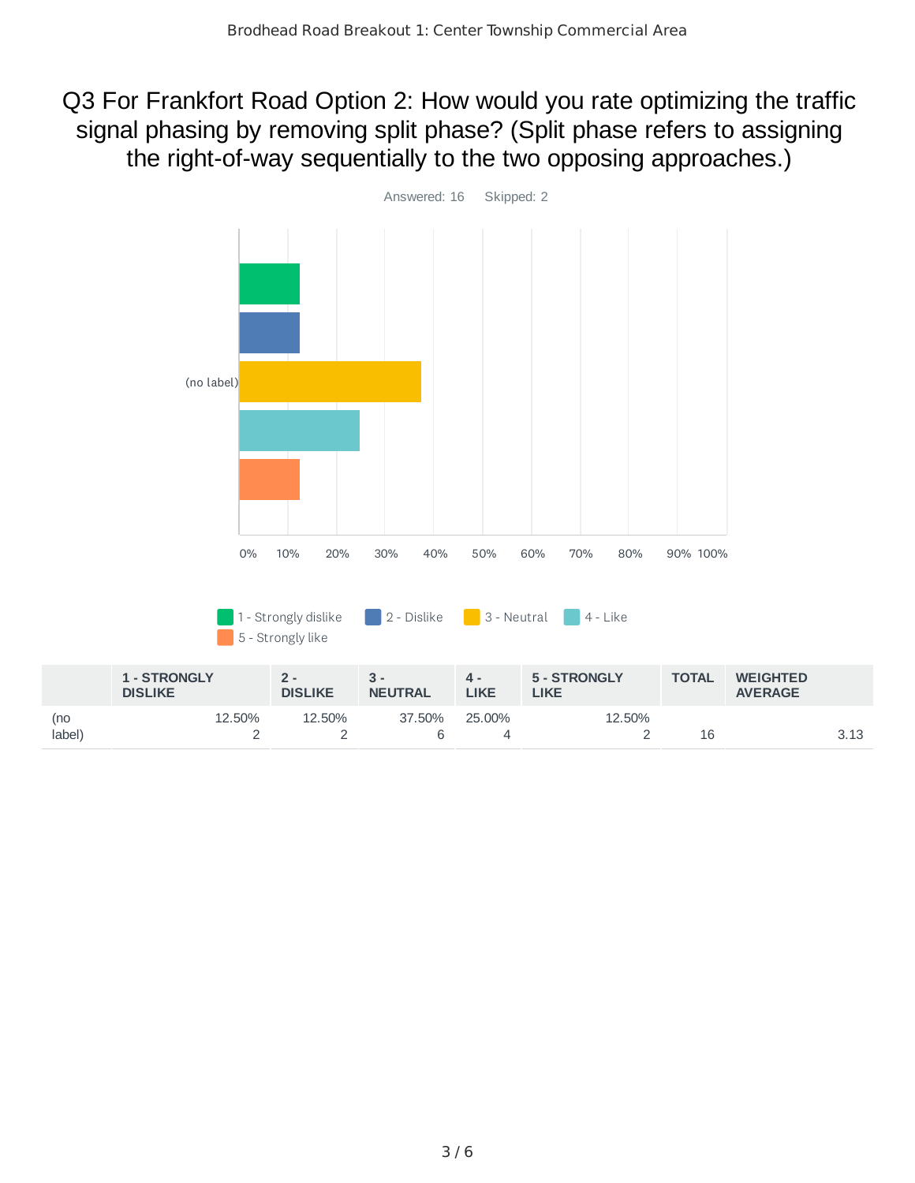# Q3 For Frankfort Road Option 2: How would you rate optimizing the traffic signal phasing by removing split phase? (Split phase refers to assigning the right-of-way sequentially to the two opposing approaches.)

Answered: 16 Skipped: 2

| | 1 - STRONGLY DISLIKE | 2 - DISLIKE | 3 - NEUTRAL | 4 - LIKE | 5 - STRONGLY LIKE | TOTAL | WEIGHTED AVERAGE |
|---|---|---|---|---|---|---|---|
| (no label) | 12.50% 2 | 12.50% 2 | 37.50% 6 | 25.00% 4 | 12.50% 2 | 16 | 3.13 |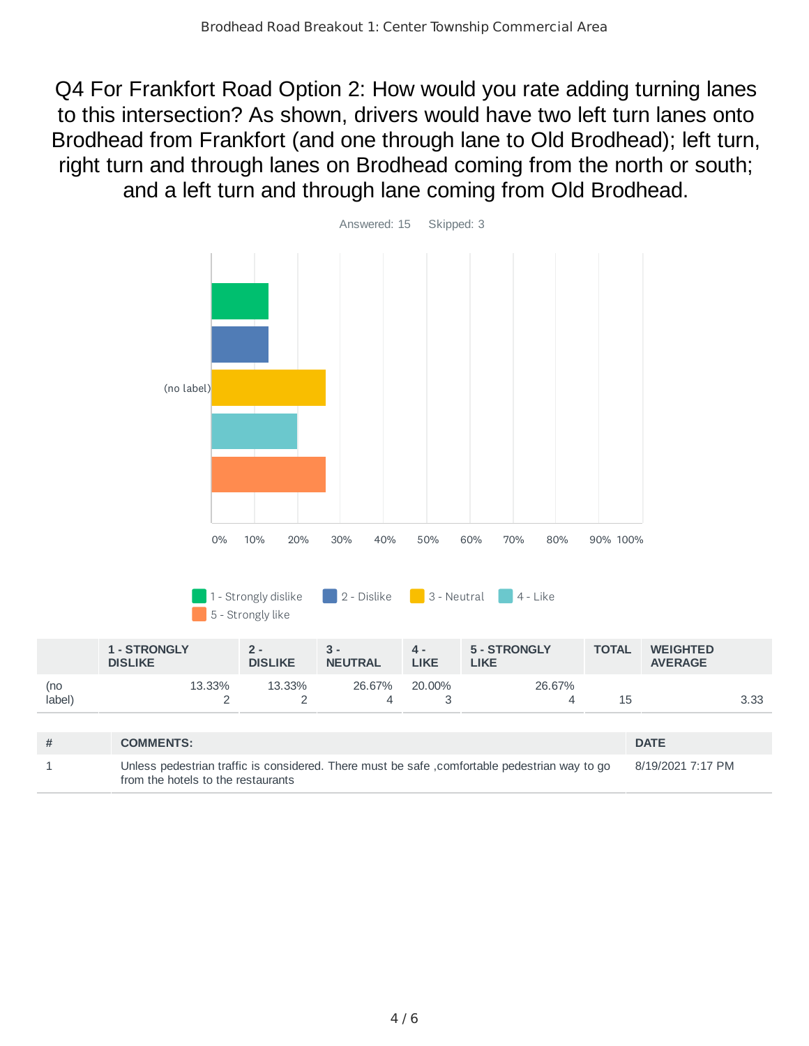## Q4 For Frankfort Road Option 2: How would you rate adding turning lanes to this intersection? As shown, drivers would have two left turn lanes onto Brodhead from Frankfort (and one through lane to Old Brodhead); left turn, right turn and through lanes on Brodhead coming from the north or south; and a left turn and through lane coming from Old Brodhead.

Answered: 15 Skipped: 3

| | 1 - STRONGLY DISLIKE | 2 - DISLIKE | 3 - NEUTRAL | 4 - LIKE | 5 - STRONGLY LIKE | TOTAL | WEIGHTED AVERAGE |
|---|---|---|---|---|---|---|---|
| (no label) | 13.33% 2 | 13.33% 2 | 26.67% 4 | 20.00% 3 | 26.67% 4 | 15 | 3.33 |

| # | COMMENTS: | DATE |
|---|---|---|
| 1 | Unless pedestrian traffic is considered. There must be safe ,comfortable pedestrian way to go from the hotels to the restaurants | 8/19/2021 7:17 PM |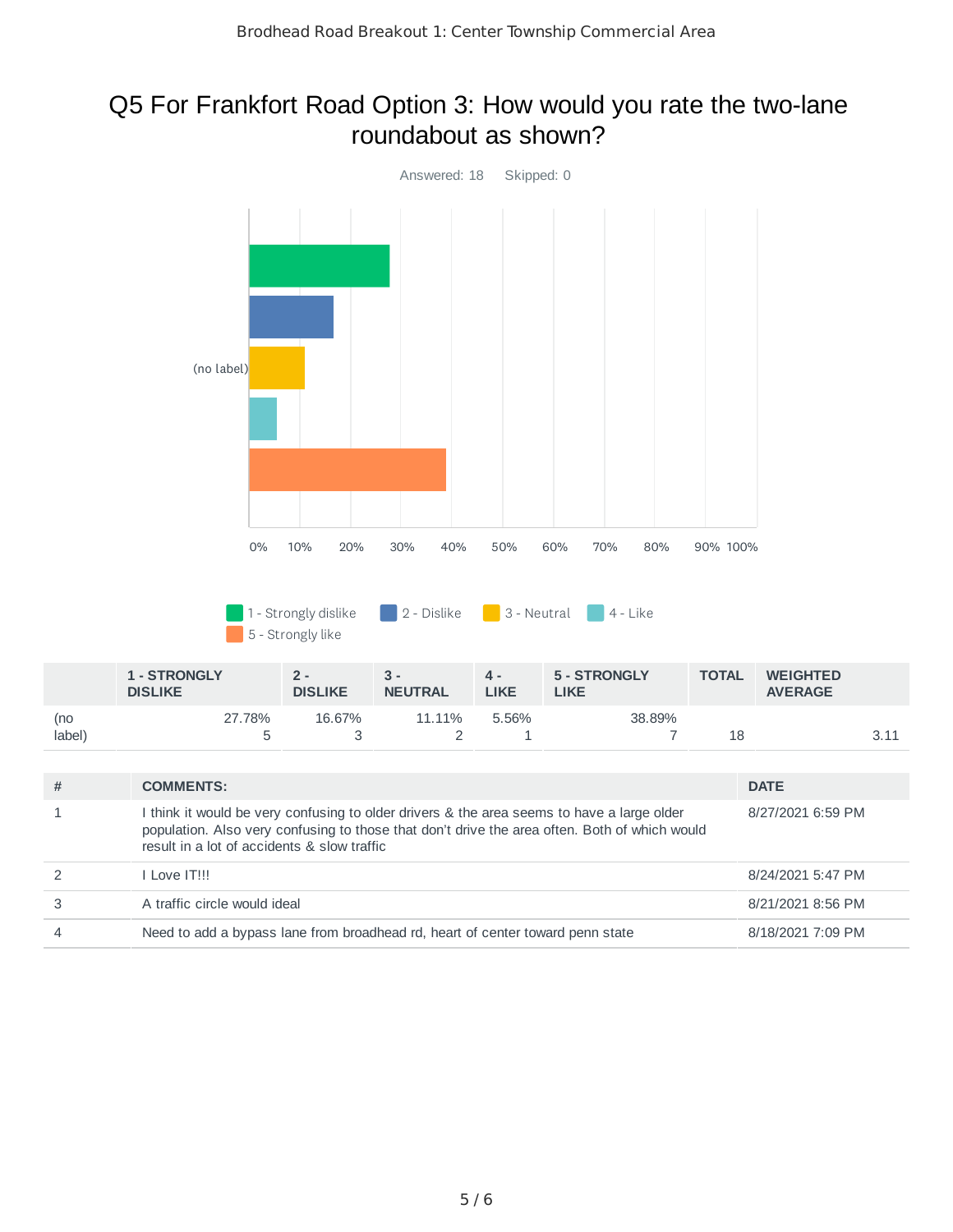# Q5 For Frankfort Road Option 3: How would you rate the two-lane roundabout as shown?

Answered: 18 Skipped: 0

|  | 1 - STRONGLY DISLIKE | 2 - DISLIKE | 3 - NEUTRAL | 4 - LIKE | 5 - STRONGLY LIKE | TOTAL | WEIGHTED AVERAGE |
|---|---|---|---|---|---|---|---|
| (no label) | 27.78%<br>5 | 16.67%<br>3 | 11.11%<br>2 | 5.56%<br>1 | 38.89%<br>7 | 18 | 3.11 |

| # | COMMENTS: | DATE |
|---|---|---|
| 1 | I think it would be very confusing to older drivers & the area seems to have a large older population. Also very confusing to those that don't drive the area often. Both of which would result in a lot of accidents & slow traffic | 8/27/2021 6:59 PM |
| 2 | I Love IT!!! | 8/24/2021 5:47 PM |
| 3 | A traffic circle would ideal | 8/21/2021 8:56 PM |
| 4 | Need to add a bypass lane from broadhead rd, heart of center toward penn state | 8/18/2021 7:09 PM |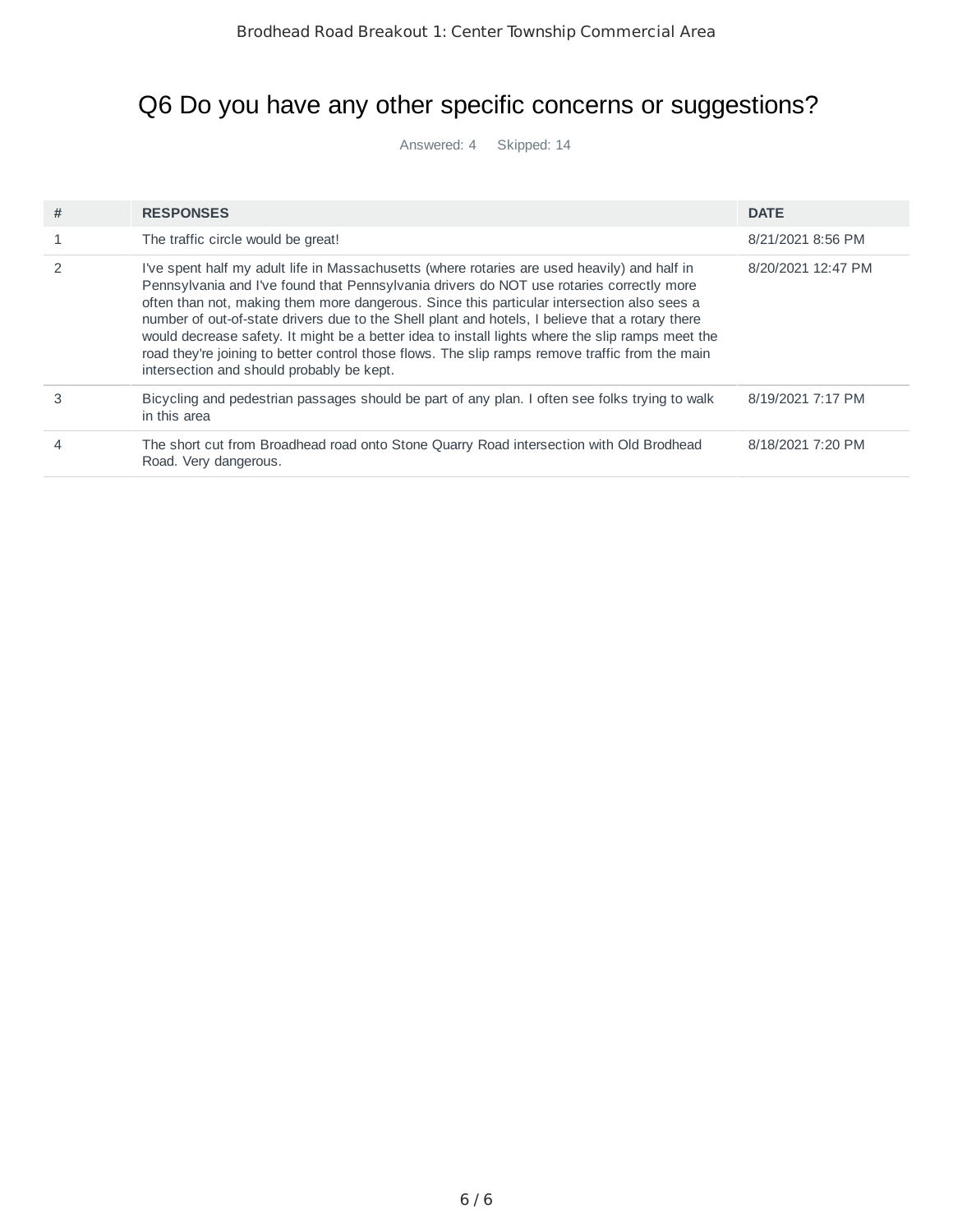# Q6 Do you have any other specific concerns or suggestions?

Answered: 4 Skipped: 14

| # | RESPONSES | DATE |
|---|---|---|
| 1 | The traffic circle would be great! | 8/21/2021 8:56 PM |
| 2 | I've spent half my adult life in Massachusetts (where rotaries are used heavily) and half in Pennsylvania and I've found that Pennsylvania drivers do NOT use rotaries correctly more often than not, making them more dangerous. Since this particular intersection also sees a number of out-of-state drivers due to the Shell plant and hotels, I believe that a rotary there would decrease safety. It might be a better idea to install lights where the slip ramps meet the road they're joining to better control those flows. The slip ramps remove traffic from the main intersection and should probably be kept. | 8/20/2021 12:47 PM |
| 3 | Bicycling and pedestrian passages should be part of any plan. I often see folks trying to walk in this area | 8/19/2021 7:17 PM |
| 4 | The short cut from Broadhead road onto Stone Quarry Road intersection with Old Brodhead Road. Very dangerous. | 8/18/2021 7:20 PM |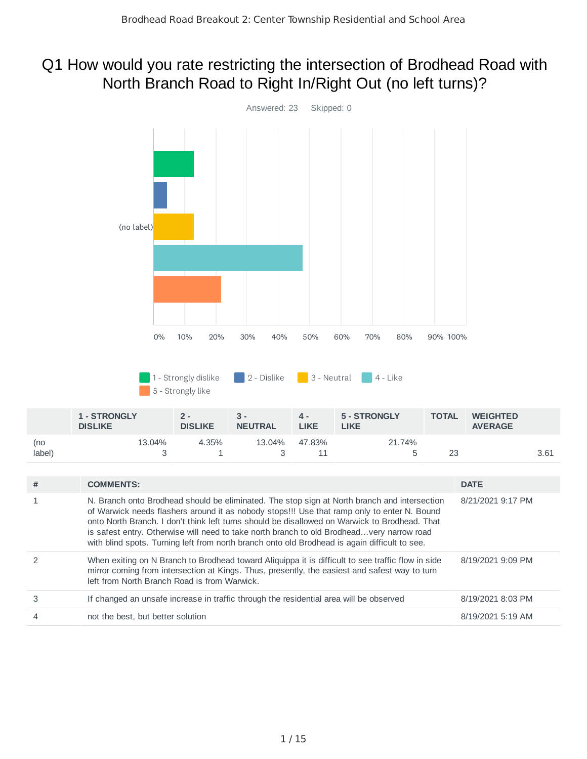Brodhead Road Breakout 2: Center Township Residential and School Area

# Q1 How would you rate restricting the intersection of Brodhead Road with North Branch Road to Right In/Right Out (no left turns)?

Answered: 23 Skipped: 0

| | 1 - STRONGLY DISLIKE | 2 - DISLIKE | 3 - NEUTRAL | 4 - LIKE | 5 - STRONGLY LIKE | TOTAL | WEIGHTED AVERAGE |
|---|---|---|---|---|---|---|---|
| (no label) | 13.04%<br>3 | 4.35%<br>1 | 13.04%<br>3 | 47.83%<br>11 | 21.74%<br>5 | 23 | 3.61 |

| # | COMMENTS: | DATE |
|---|---|---|
| 1 | N. Branch onto Brodhead should be eliminated. The stop sign at North branch and intersection of Warwick needs flashers around it as nobody stops!!! Use that ramp only to enter N. Bound onto North Branch. I don't think left turns should be disallowed on Warwick to Brodhead. That is safest entry. Otherwise will need to take north branch to old Brodhead…very narrow road with blind spots. Turning left from north branch onto old Brodhead is again difficult to see. | 8/21/2021 9:17 PM |
| 2 | When exiting on N Branch to Brodhead toward Aliquippa it is difficult to see traffic flow in side mirror coming from intersection at Kings. Thus, presently, the easiest and safest way to turn left from North Branch Road is from Warwick. | 8/19/2021 9:09 PM |
| 3 | If changed an unsafe increase in traffic through the residential area will be observed | 8/19/2021 8:03 PM |
| 4 | not the best, but better solution | 8/19/2021 5:19 AM |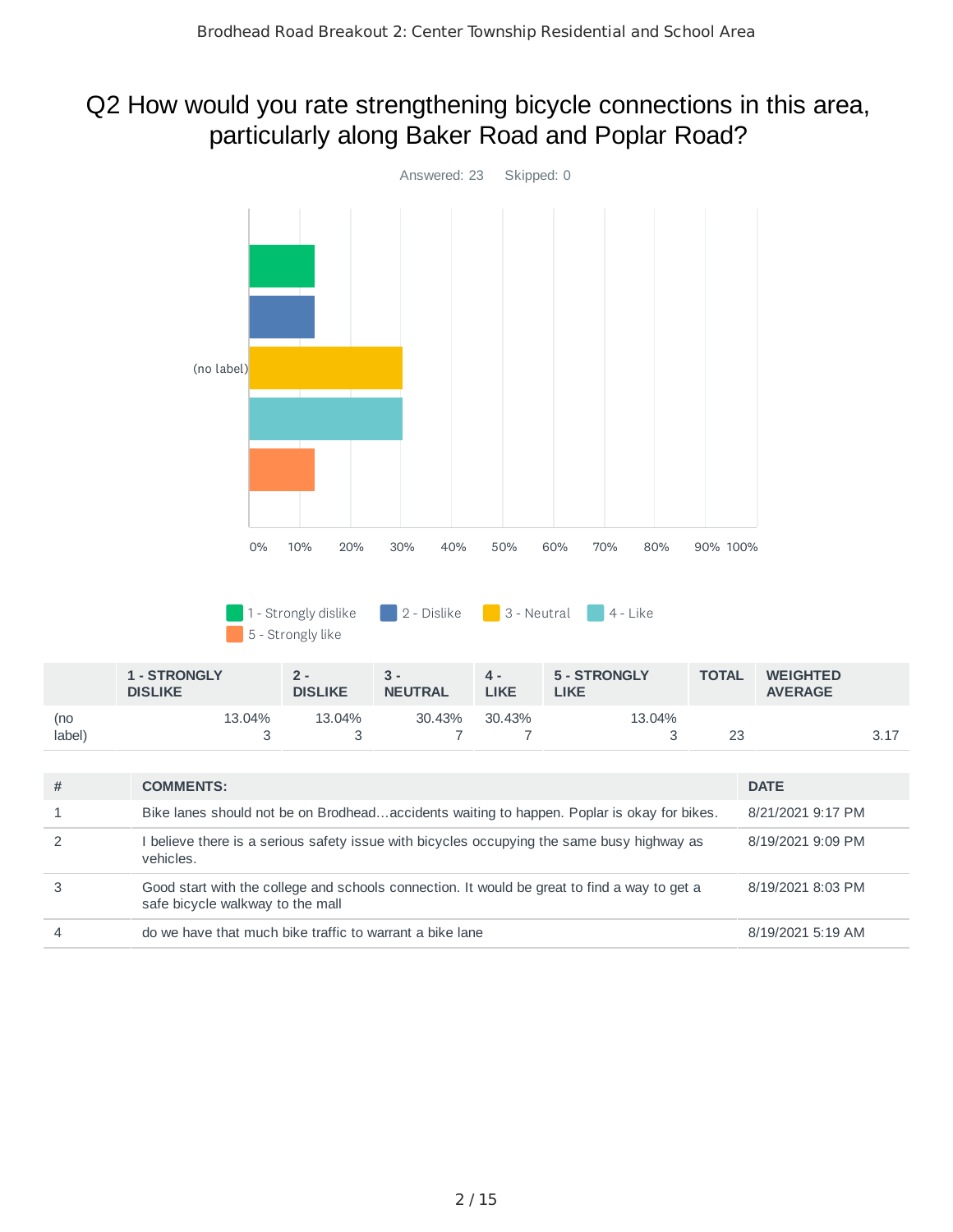Brodhead Road Breakout 2: Center Township Residential and School Area

## Q2 How would you rate strengthening bicycle connections in this area, particularly along Baker Road and Poplar Road?

Answered: 23 Skipped: 0

| | 1 - STRONGLY DISLIKE | 2 - DISLIKE | 3 - NEUTRAL | 4 - LIKE | 5 - STRONGLY LIKE | TOTAL | WEIGHTED AVERAGE |
|---|---|---|---|---|---|---|---|
| (no label) | 13.04% 3 | 13.04% 3 | 30.43% 7 | 30.43% 7 | 13.04% 3 | 23 | 3.17 |

| # | COMMENTS: | DATE |
|---|---|---|
| 1 | Bike lanes should not be on Brodhead…accidents waiting to happen. Poplar is okay for bikes. | 8/21/2021 9:17 PM |
| 2 | I believe there is a serious safety issue with bicycles occupying the same busy highway as vehicles. | 8/19/2021 9:09 PM |
| 3 | Good start with the college and schools connection. It would be great to find a way to get a safe bicycle walkway to the mall | 8/19/2021 8:03 PM |
| 4 | do we have that much bike traffic to warrant a bike lane | 8/19/2021 5:19 AM |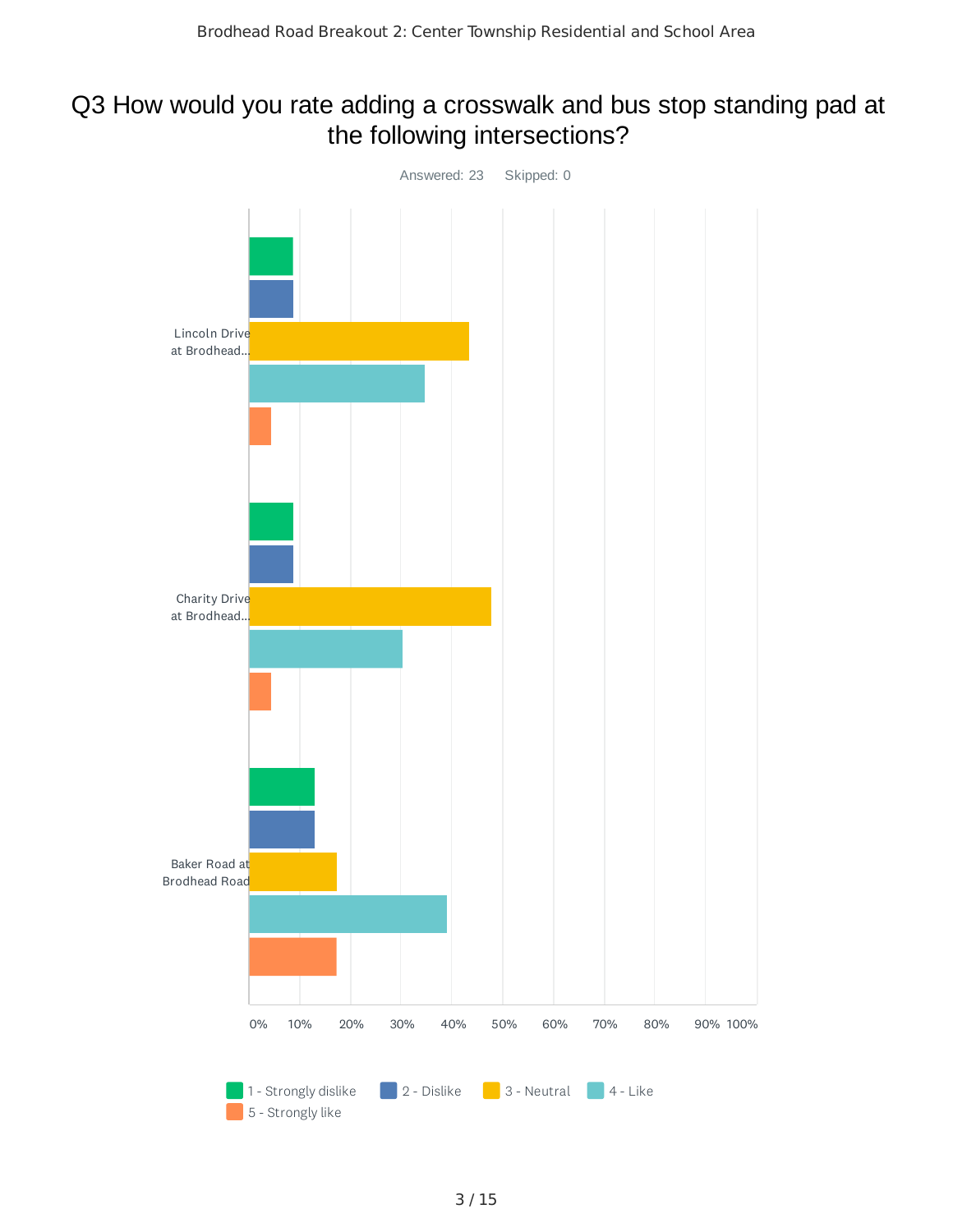Brodhead Road Breakout 2: Center Township Residential and School Area

## Q3 How would you rate adding a crosswalk and bus stop standing pad at the following intersections?

Answered: 23 Skipped: 0

| | 1 - Strongly dislike | 2 - Dislike | 3 - Neutral | 4 - Like | 5 - Strongly like |
|---|---|---|---|---|---|
| Lincoln Drive at Brodhead... | | | | | |
| Charity Drive at Brodhead... | | | | | |
| Baker Road at Brodhead Road | | | | | |

0% 10% 20% 30% 40% 50% 60% 70% 80% 90% 100%

1 - Strongly dislike   2 - Dislike   3 - Neutral   4 - Like   5 - Strongly like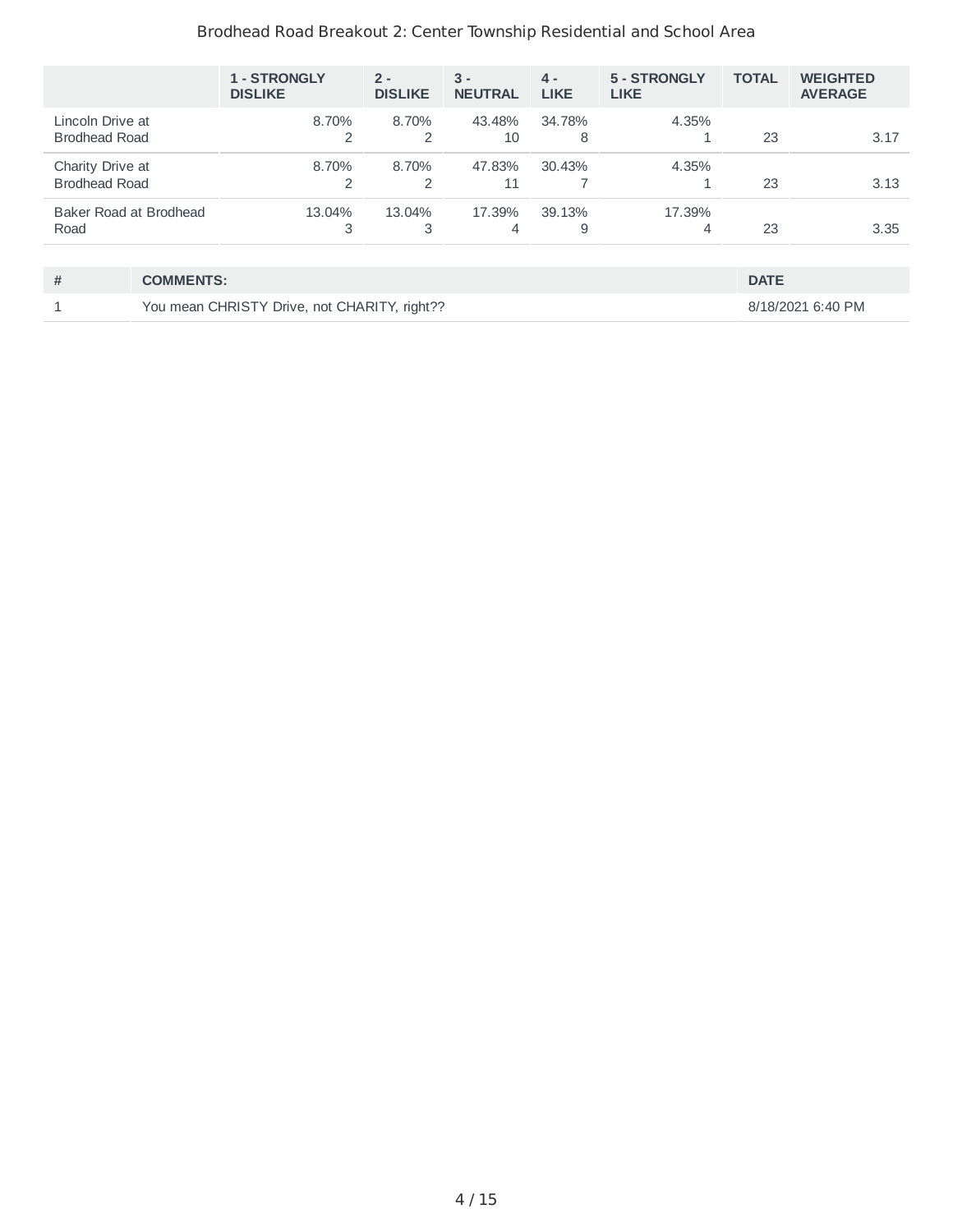## Brodhead Road Breakout 2: Center Township Residential and School Area

| | 1 - STRONGLY DISLIKE | 2 - DISLIKE | 3 - NEUTRAL | 4 - LIKE | 5 - STRONGLY LIKE | TOTAL | WEIGHTED AVERAGE |
|---|---|---|---|---|---|---|---|
| Lincoln Drive at Brodhead Road | 8.70% 2 | 8.70% 2 | 43.48% 10 | 34.78% 8 | 4.35% 1 | 23 | 3.17 |
| Charity Drive at Brodhead Road | 8.70% 2 | 8.70% 2 | 47.83% 11 | 30.43% 7 | 4.35% 1 | 23 | 3.13 |
| Baker Road at Brodhead Road | 13.04% 3 | 13.04% 3 | 17.39% 4 | 39.13% 9 | 17.39% 4 | 23 | 3.35 |

| # | COMMENTS: | DATE |
|---|---|---|
| 1 | You mean CHRISTY Drive, not CHARITY, right?? | 8/18/2021 6:40 PM |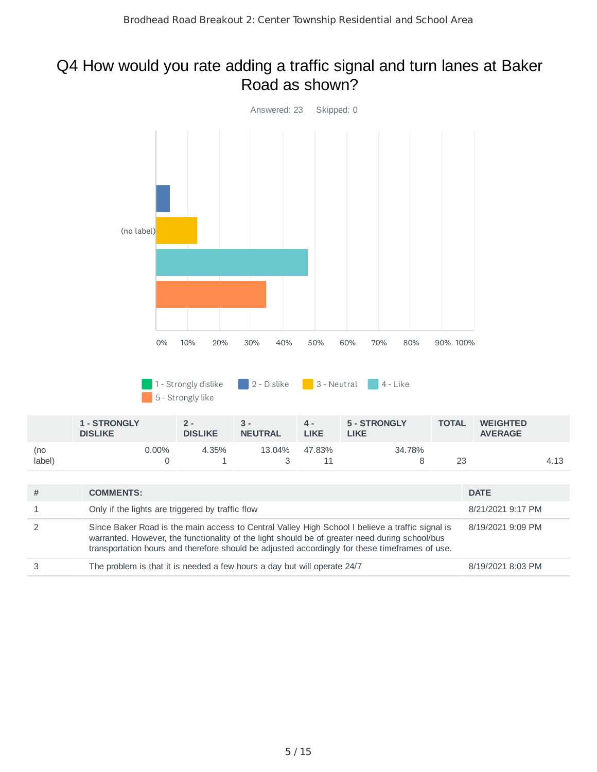# Q4 How would you rate adding a traffic signal and turn lanes at Baker Road as shown?

Answered: 23 Skipped: 0

| | 1 - STRONGLY DISLIKE | 2 - DISLIKE | 3 - NEUTRAL | 4 - LIKE | 5 - STRONGLY LIKE | TOTAL | WEIGHTED AVERAGE |
|---|---|---|---|---|---|---|---|
| (no label) | 0.00% 0 | 4.35% 1 | 13.04% 3 | 47.83% 11 | 34.78% 8 | 23 | 4.13 |

| # | COMMENTS: | DATE |
|---|---|---|
| 1 | Only if the lights are triggered by traffic flow | 8/21/2021 9:17 PM |
| 2 | Since Baker Road is the main access to Central Valley High School I believe a traffic signal is warranted. However, the functionality of the light should be of greater need during school/bus transportation hours and therefore should be adjusted accordingly for these timeframes of use. | 8/19/2021 9:09 PM |
| 3 | The problem is that it is needed a few hours a day but will operate 24/7 | 8/19/2021 8:03 PM |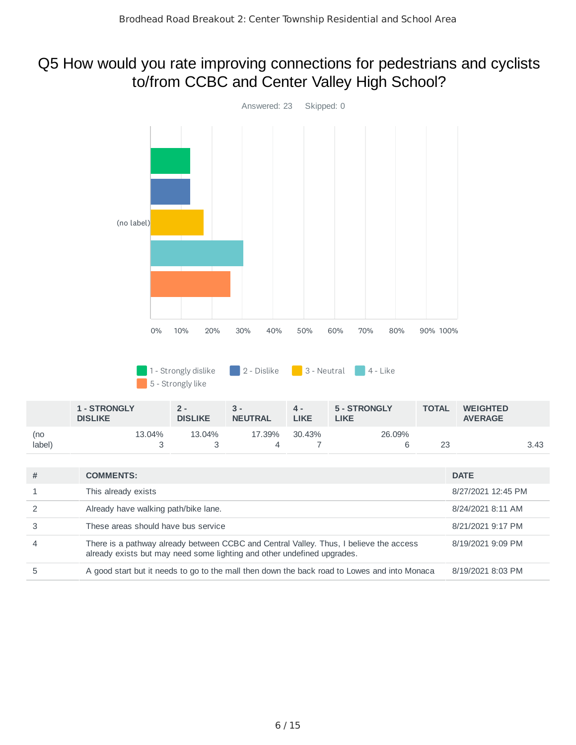# Q5 How would you rate improving connections for pedestrians and cyclists to/from CCBC and Center Valley High School?

Answered: 23 Skipped: 0

| | 1 - STRONGLY DISLIKE | 2 - DISLIKE | 3 - NEUTRAL | 4 - LIKE | 5 - STRONGLY LIKE | TOTAL | WEIGHTED AVERAGE |
|---|---|---|---|---|---|---|---|
| (no label) | 13.04% 3 | 13.04% 3 | 17.39% 4 | 30.43% 7 | 26.09% 6 | 23 | 3.43 |

| # | COMMENTS: | DATE |
|---|---|---|
| 1 | This already exists | 8/27/2021 12:45 PM |
| 2 | Already have walking path/bike lane. | 8/24/2021 8:11 AM |
| 3 | These areas should have bus service | 8/21/2021 9:17 PM |
| 4 | There is a pathway already between CCBC and Central Valley. Thus, I believe the access already exists but may need some lighting and other undefined upgrades. | 8/19/2021 9:09 PM |
| 5 | A good start but it needs to go to the mall then down the back road to Lowes and into Monaca | 8/19/2021 8:03 PM |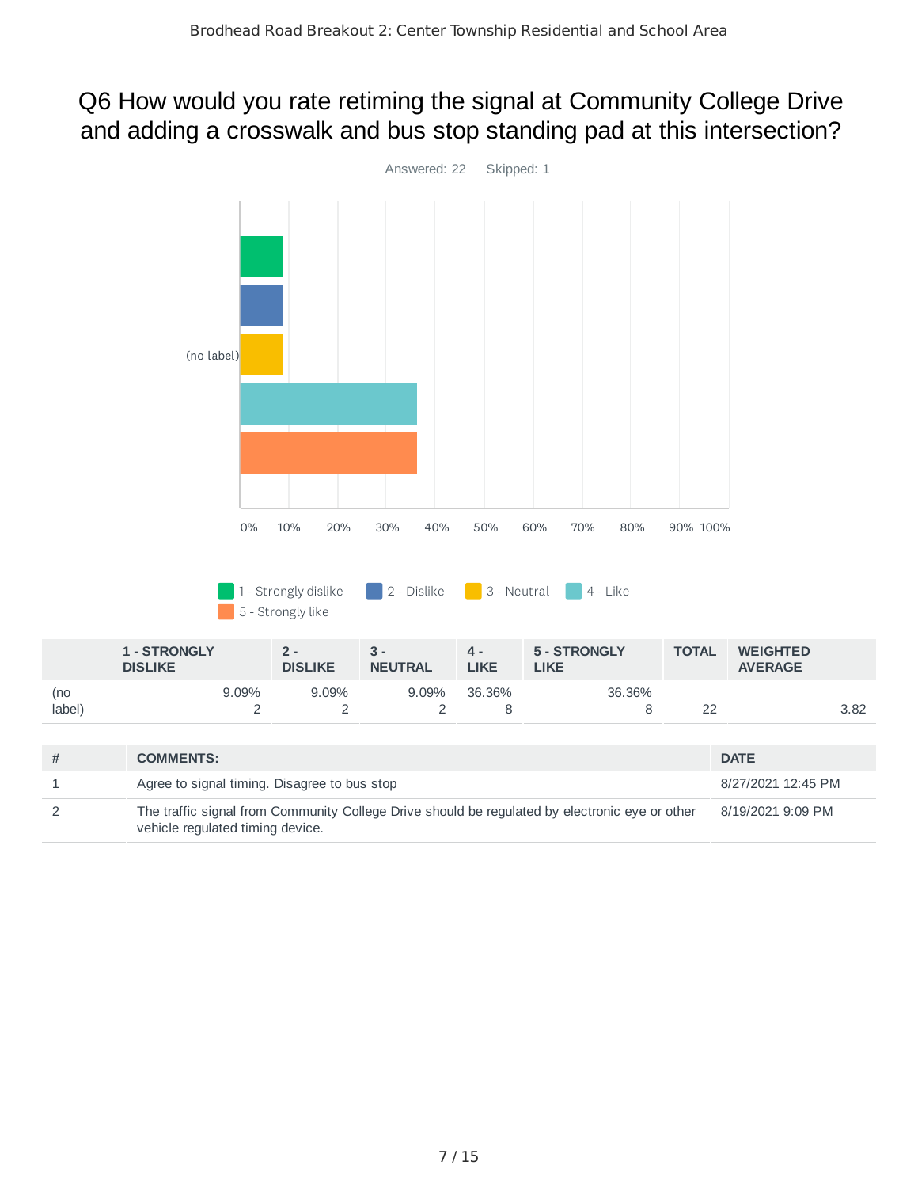## Q6 How would you rate retiming the signal at Community College Drive and adding a crosswalk and bus stop standing pad at this intersection?

Answered: 22 Skipped: 1

| | 1 - STRONGLY DISLIKE | 2 - DISLIKE | 3 - NEUTRAL | 4 - LIKE | 5 - STRONGLY LIKE | TOTAL | WEIGHTED AVERAGE |
|---|---|---|---|---|---|---|---|
| (no label) | 9.09%<br>2 | 9.09%<br>2 | 9.09%<br>2 | 36.36%<br>8 | 36.36%<br>8 | 22 | 3.82 |

| # | COMMENTS: | DATE |
|---|---|---|
| 1 | Agree to signal timing. Disagree to bus stop | 8/27/2021 12:45 PM |
| 2 | The traffic signal from Community College Drive should be regulated by electronic eye or other vehicle regulated timing device. | 8/19/2021 9:09 PM |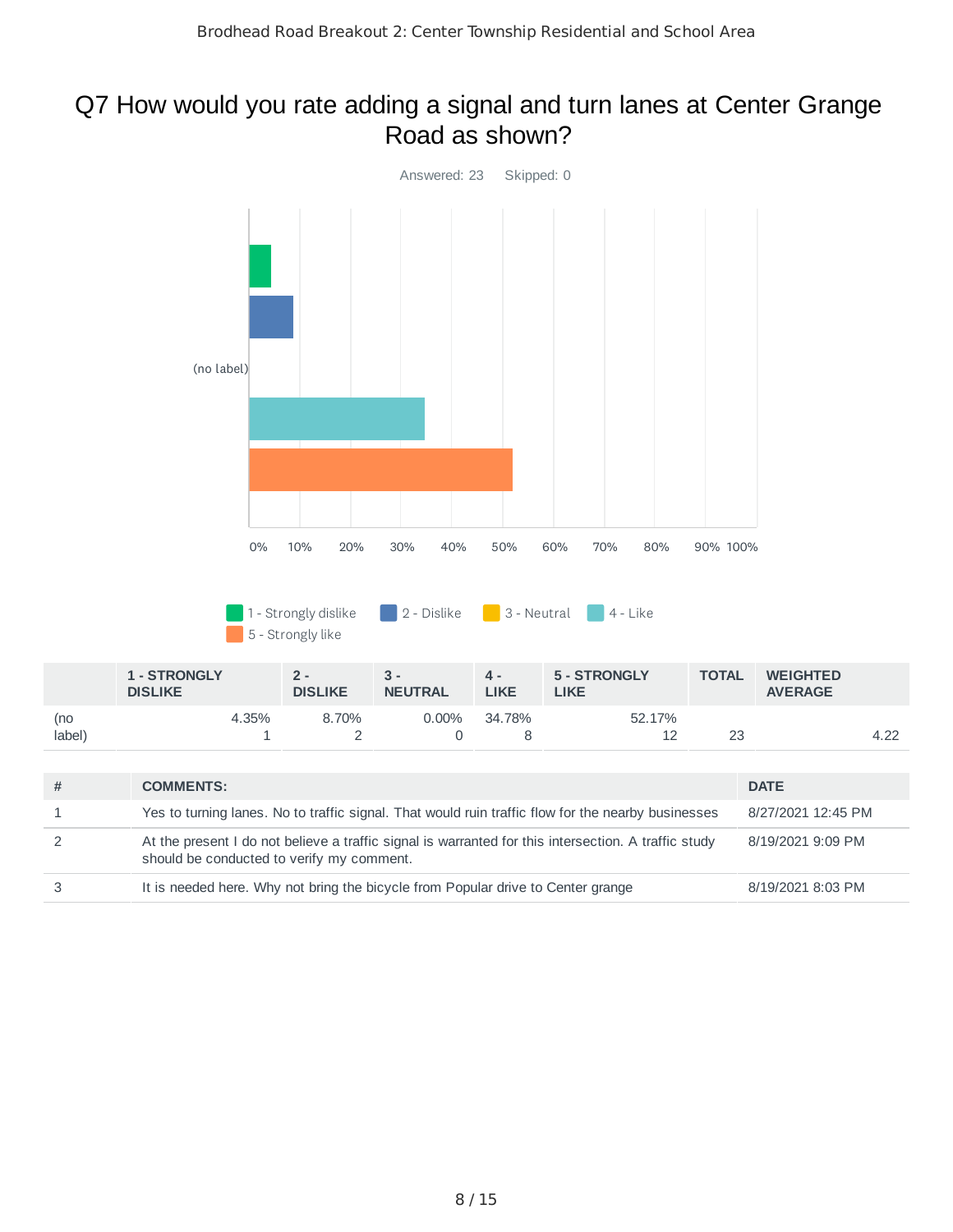# Q7 How would you rate adding a signal and turn lanes at Center Grange Road as shown?

Answered: 23 Skipped: 0

| | 1 - STRONGLY DISLIKE | 2 - DISLIKE | 3 - NEUTRAL | 4 - LIKE | 5 - STRONGLY LIKE | TOTAL | WEIGHTED AVERAGE |
|---|---|---|---|---|---|---|---|
| (no label) | 4.35%<br>1 | 8.70%<br>2 | 0.00%<br>0 | 34.78%<br>8 | 52.17%<br>12 | 23 | 4.22 |

| # | COMMENTS: | DATE |
|---|---|---|
| 1 | Yes to turning lanes. No to traffic signal. That would ruin traffic flow for the nearby businesses | 8/27/2021 12:45 PM |
| 2 | At the present I do not believe a traffic signal is warranted for this intersection. A traffic study should be conducted to verify my comment. | 8/19/2021 9:09 PM |
| 3 | It is needed here. Why not bring the bicycle from Popular drive to Center grange | 8/19/2021 8:03 PM |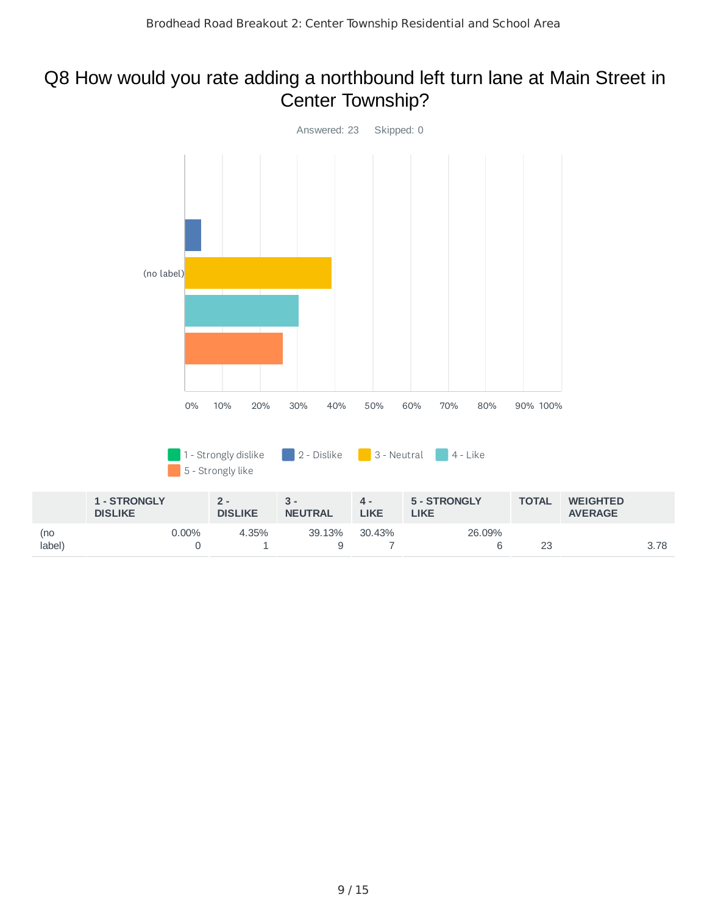Brodhead Road Breakout 2: Center Township Residential and School Area

## Q8 How would you rate adding a northbound left turn lane at Main Street in Center Township?

Answered: 23 Skipped: 0

|  | 1 - STRONGLY DISLIKE | 2 - DISLIKE | 3 - NEUTRAL | 4 - LIKE | 5 - STRONGLY LIKE | TOTAL | WEIGHTED AVERAGE |
|---|---|---|---|---|---|---|---|
| (no label) | 0.00%<br>0 | 4.35%<br>1 | 39.13%<br>9 | 30.43%<br>7 | 26.09%<br>6 | 23 | 3.78 |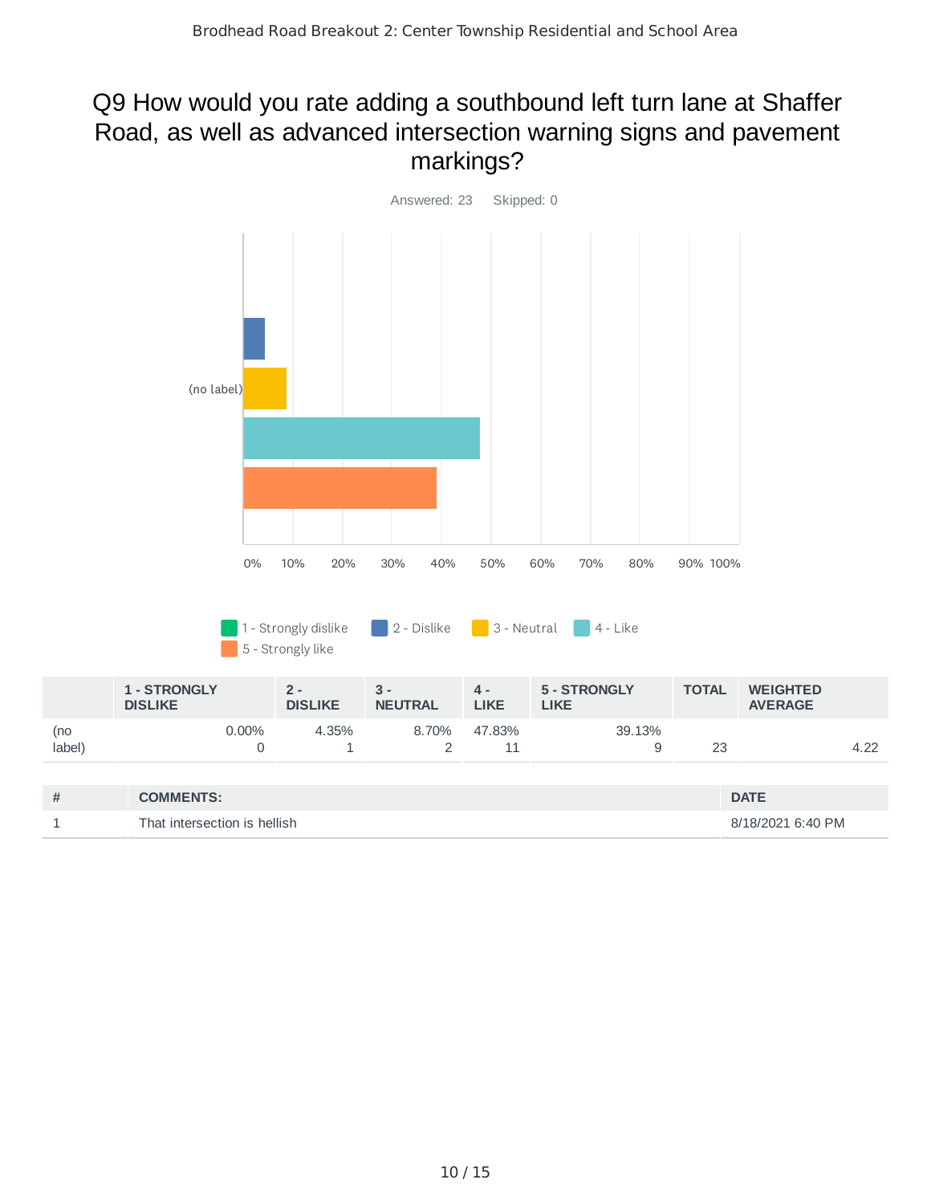# Q9 How would you rate adding a southbound left turn lane at Shaffer Road, as well as advanced intersection warning signs and pavement markings?

Answered: 23 Skipped: 0

| | 1 - STRONGLY DISLIKE | 2 - DISLIKE | 3 - NEUTRAL | 4 - LIKE | 5 - STRONGLY LIKE | TOTAL | WEIGHTED AVERAGE |
|---|---|---|---|---|---|---|---|
| (no label) | 0.00% 0 | 4.35% 1 | 8.70% 2 | 47.83% 11 | 39.13% 9 | 23 | 4.22 |

| # | COMMENTS: | DATE |
|---|---|---|
| 1 | That intersection is hellish | 8/18/2021 6:40 PM |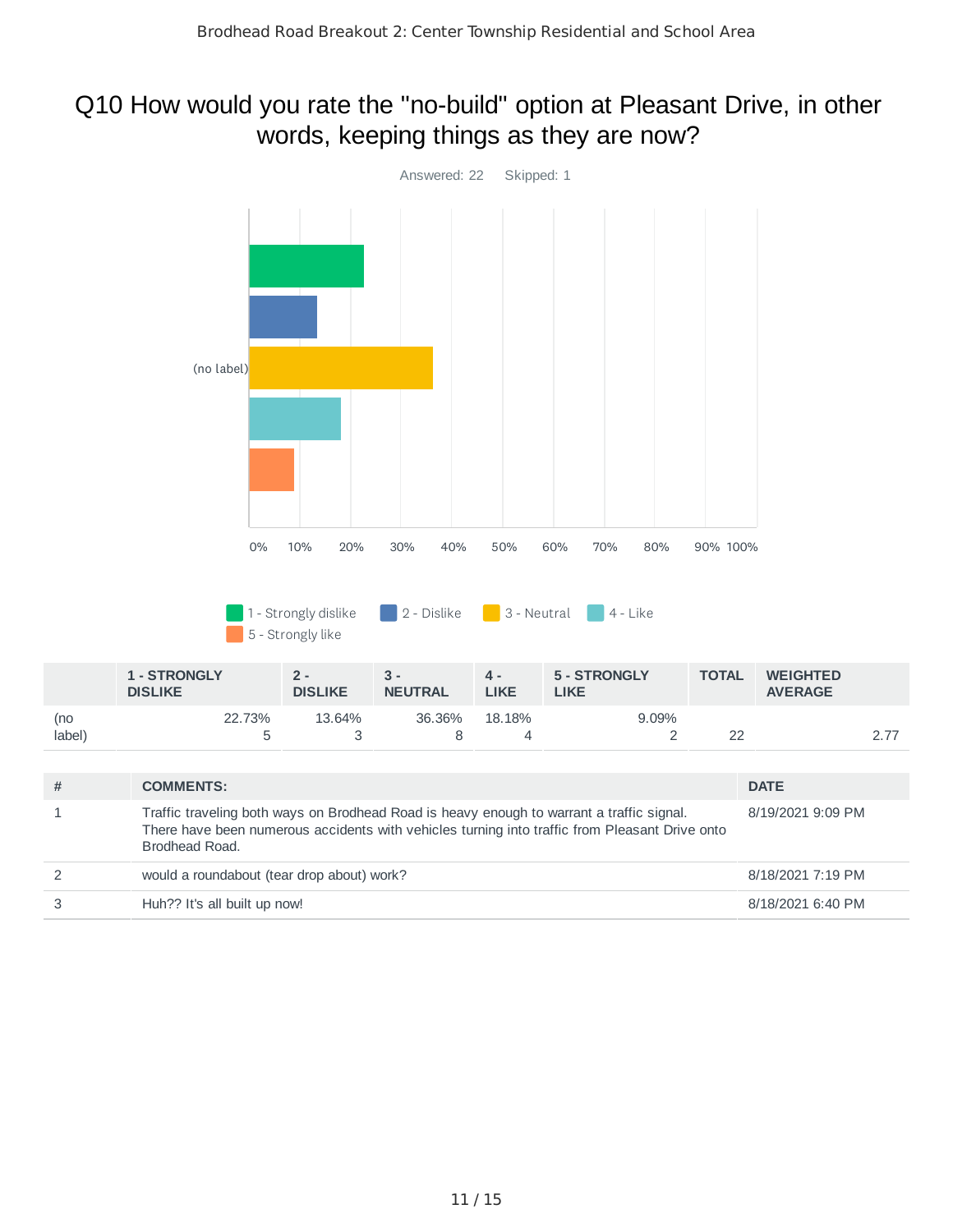# Q10 How would you rate the "no-build" option at Pleasant Drive, in other words, keeping things as they are now?

Answered: 22 Skipped: 1

| | 1 - STRONGLY DISLIKE | 2 - DISLIKE | 3 - NEUTRAL | 4 - LIKE | 5 - STRONGLY LIKE | TOTAL | WEIGHTED AVERAGE |
|---|---|---|---|---|---|---|---|
| (no label) | 22.73%<br>5 | 13.64%<br>3 | 36.36%<br>8 | 18.18%<br>4 | 9.09%<br>2 | 22 | 2.77 |

| # | COMMENTS: | DATE |
|---|---|---|
| 1 | Traffic traveling both ways on Brodhead Road is heavy enough to warrant a traffic signal. There have been numerous accidents with vehicles turning into traffic from Pleasant Drive onto Brodhead Road. | 8/19/2021 9:09 PM |
| 2 | would a roundabout (tear drop about) work? | 8/18/2021 7:19 PM |
| 3 | Huh?? It's all built up now! | 8/18/2021 6:40 PM |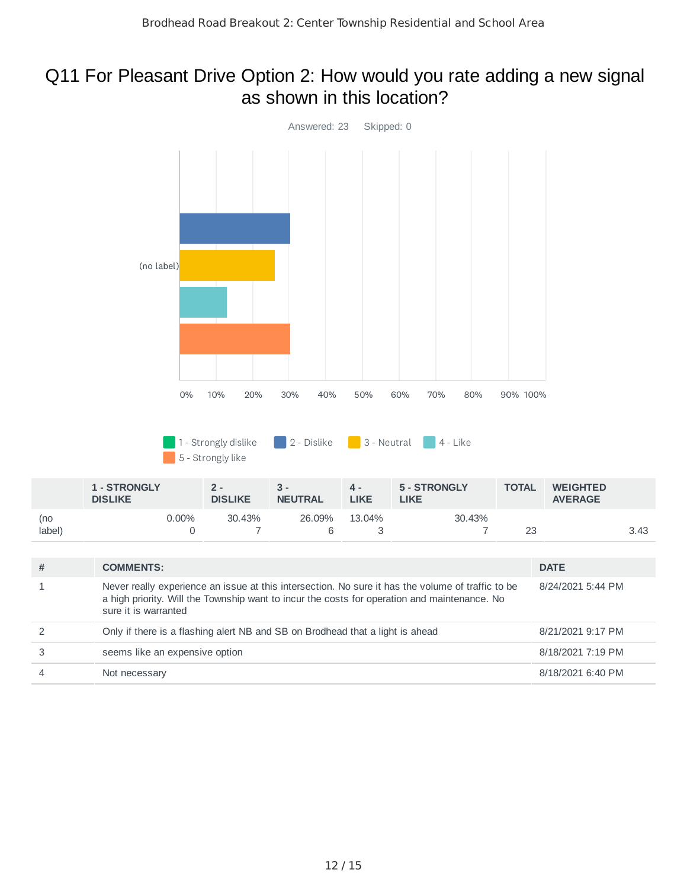# Q11 For Pleasant Drive Option 2: How would you rate adding a new signal as shown in this location?

Answered: 23 Skipped: 0

| | 1 - STRONGLY DISLIKE | 2 - DISLIKE | 3 - NEUTRAL | 4 - LIKE | 5 - STRONGLY LIKE | TOTAL | WEIGHTED AVERAGE |
|---|---|---|---|---|---|---|---|
| (no label) | 0.00%<br>0 | 30.43%<br>7 | 26.09%<br>6 | 13.04%<br>3 | 30.43%<br>7 | 23 | 3.43 |

| # | COMMENTS: | DATE |
|---|---|---|
| 1 | Never really experience an issue at this intersection. No sure it has the volume of traffic to be a high priority. Will the Township want to incur the costs for operation and maintenance. No sure it is warranted | 8/24/2021 5:44 PM |
| 2 | Only if there is a flashing alert NB and SB on Brodhead that a light is ahead | 8/21/2021 9:17 PM |
| 3 | seems like an expensive option | 8/18/2021 7:19 PM |
| 4 | Not necessary | 8/18/2021 6:40 PM |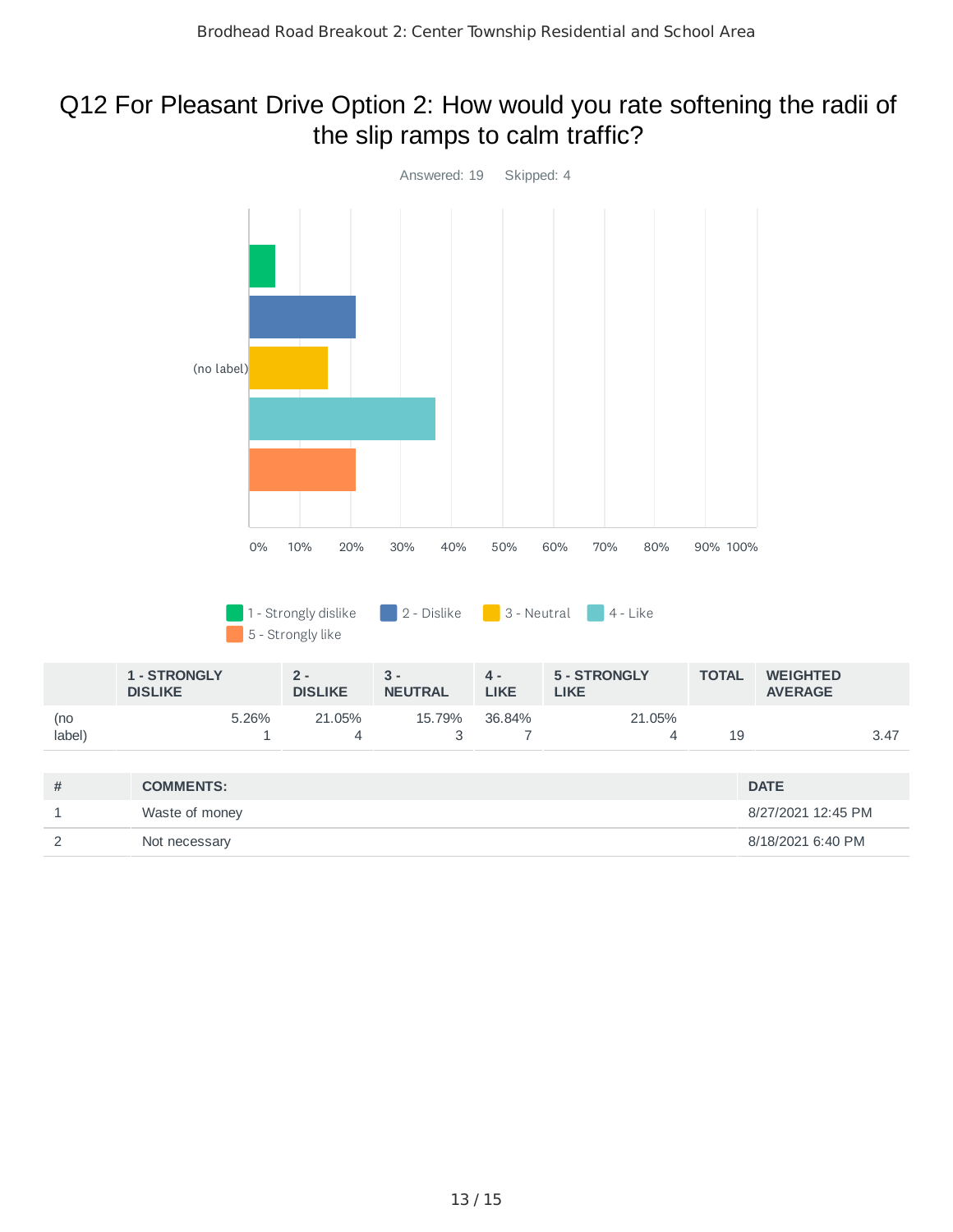# Q12 For Pleasant Drive Option 2: How would you rate softening the radii of the slip ramps to calm traffic?

Answered: 19 Skipped: 4

| | 1 - STRONGLY DISLIKE | 2 - DISLIKE | 3 - NEUTRAL | 4 - LIKE | 5 - STRONGLY LIKE | TOTAL | WEIGHTED AVERAGE |
|---|---|---|---|---|---|---|---|
| (no label) | 5.26%<br>1 | 21.05%<br>4 | 15.79%<br>3 | 36.84%<br>7 | 21.05%<br>4 | 19 | 3.47 |

| # | COMMENTS: | DATE |
|---|---|---|
| 1 | Waste of money | 8/27/2021 12:45 PM |
| 2 | Not necessary | 8/18/2021 6:40 PM |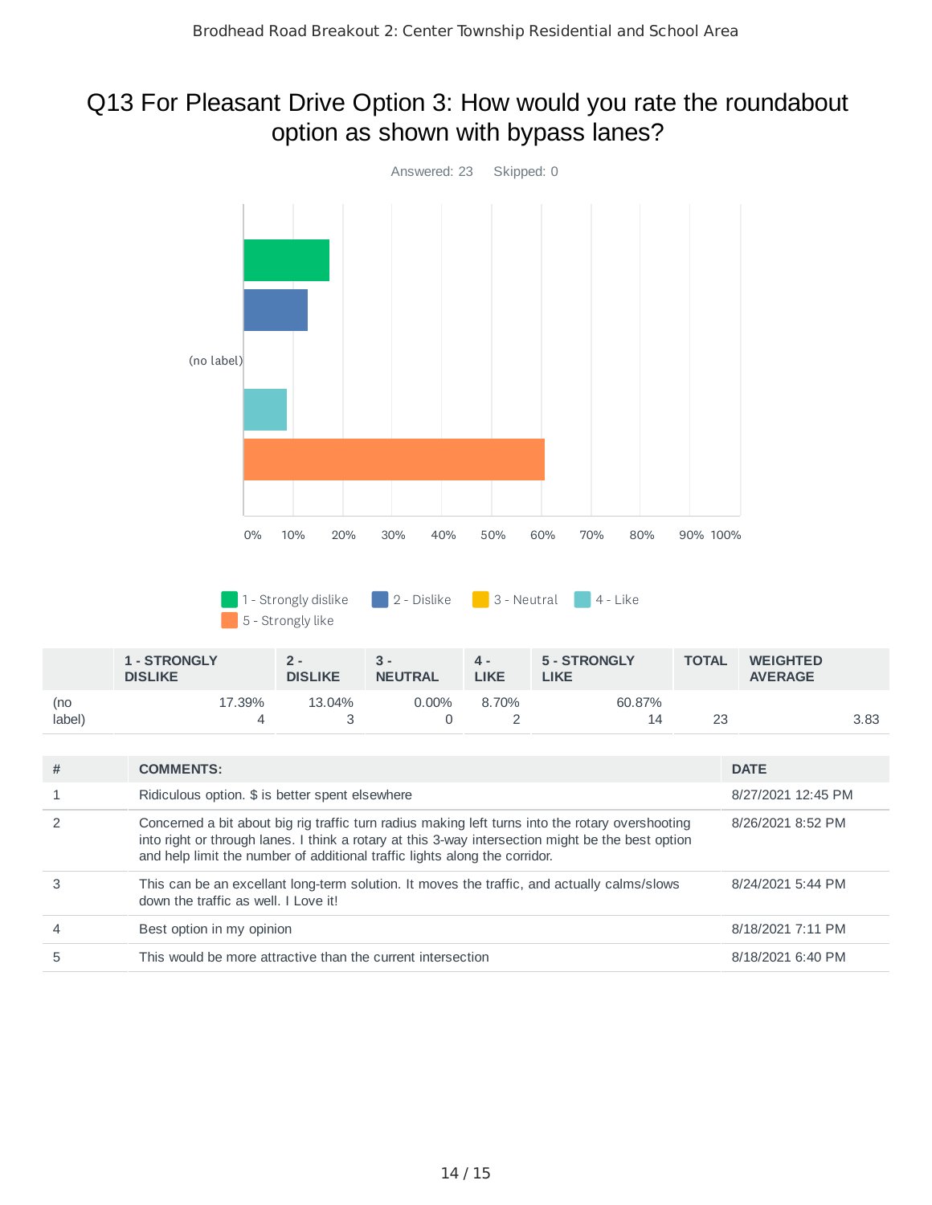# Q13 For Pleasant Drive Option 3: How would you rate the roundabout option as shown with bypass lanes?

Answered: 23 Skipped: 0

|  | 1 - STRONGLY DISLIKE | 2 - DISLIKE | 3 - NEUTRAL | 4 - LIKE | 5 - STRONGLY LIKE | TOTAL | WEIGHTED AVERAGE |
|---|---|---|---|---|---|---|---|
| (no label) | 17.39% 4 | 13.04% 3 | 0.00% 0 | 8.70% 2 | 60.87% 14 | 23 | 3.83 |

| # | COMMENTS: | DATE |
|---|---|---|
| 1 | Ridiculous option. $ is better spent elsewhere | 8/27/2021 12:45 PM |
| 2 | Concerned a bit about big rig traffic turn radius making left turns into the rotary overshooting into right or through lanes. I think a rotary at this 3-way intersection might be the best option and help limit the number of additional traffic lights along the corridor. | 8/26/2021 8:52 PM |
| 3 | This can be an excellant long-term solution. It moves the traffic, and actually calms/slows down the traffic as well. I Love it! | 8/24/2021 5:44 PM |
| 4 | Best option in my opinion | 8/18/2021 7:11 PM |
| 5 | This would be more attractive than the current intersection | 8/18/2021 6:40 PM |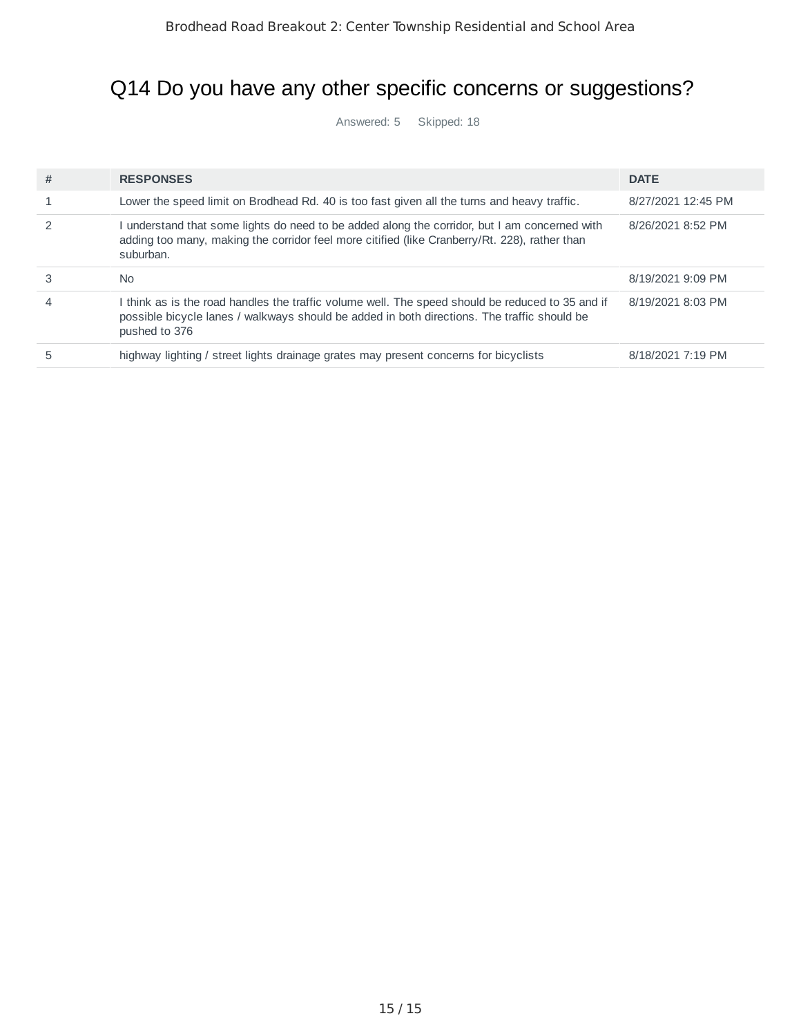## Q14 Do you have any other specific concerns or suggestions?

Answered: 5 Skipped: 18

| # | RESPONSES | DATE |
|---|---|---|
| 1 | Lower the speed limit on Brodhead Rd. 40 is too fast given all the turns and heavy traffic. | 8/27/2021 12:45 PM |
| 2 | I understand that some lights do need to be added along the corridor, but I am concerned with adding too many, making the corridor feel more citified (like Cranberry/Rt. 228), rather than suburban. | 8/26/2021 8:52 PM |
| 3 | No | 8/19/2021 9:09 PM |
| 4 | I think as is the road handles the traffic volume well. The speed should be reduced to 35 and if possible bicycle lanes / walkways should be added in both directions. The traffic should be pushed to 376 | 8/19/2021 8:03 PM |
| 5 | highway lighting / street lights drainage grates may present concerns for bicyclists | 8/18/2021 7:19 PM |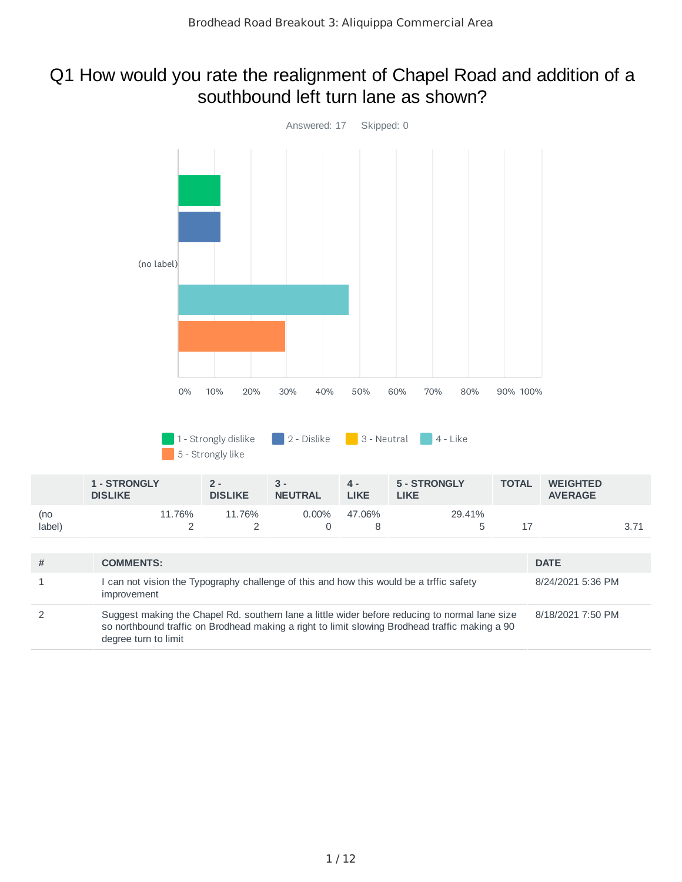# Q1 How would you rate the realignment of Chapel Road and addition of a southbound left turn lane as shown?

Answered: 17 Skipped: 0

(no label)

0% 10% 20% 30% 40% 50% 60% 70% 80% 90% 100%

1 - Strongly dislike 2 - Dislike 3 - Neutral 4 - Like 5 - Strongly like

| | 1 - STRONGLY DISLIKE | 2 - DISLIKE | 3 - NEUTRAL | 4 - LIKE | 5 - STRONGLY LIKE | TOTAL | WEIGHTED AVERAGE |
|---|---|---|---|---|---|---|---|
| (no label) | 11.76% 2 | 11.76% 2 | 0.00% 0 | 47.06% 8 | 29.41% 5 | 17 | 3.71 |

| # | COMMENTS: | DATE |
|---|---|---|
| 1 | I can not vision the Typography challenge of this and how this would be a trffic safety improvement | 8/24/2021 5:36 PM |
| 2 | Suggest making the Chapel Rd. southern lane a little wider before reducing to normal lane size so northbound traffic on Brodhead making a right to limit slowing Brodhead traffic making a 90 degree turn to limit | 8/18/2021 7:50 PM |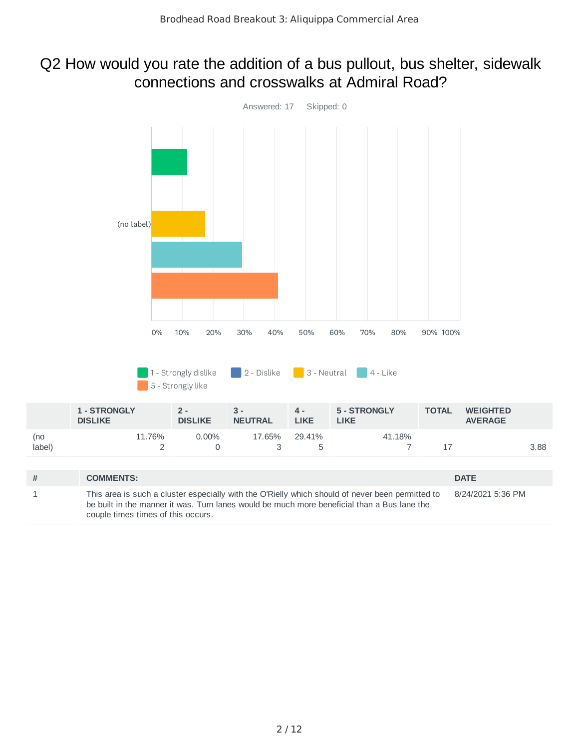# Q2 How would you rate the addition of a bus pullout, bus shelter, sidewalk connections and crosswalks at Admiral Road?

Answered: 17 Skipped: 0

| | 1 - STRONGLY DISLIKE | 2 - DISLIKE | 3 - NEUTRAL | 4 - LIKE | 5 - STRONGLY LIKE | TOTAL | WEIGHTED AVERAGE |
|---|---|---|---|---|---|---|---|
| (no label) | 11.76%<br>2 | 0.00%<br>0 | 17.65%<br>3 | 29.41%<br>5 | 41.18%<br>7 | 17 | 3.88 |

| # | COMMENTS: | DATE |
|---|---|---|
| 1 | This area is such a cluster especially with the O'Rielly which should of never been permitted to be built in the manner it was. Turn lanes would be much more beneficial than a Bus lane the couple times times of this occurs. | 8/24/2021 5:36 PM |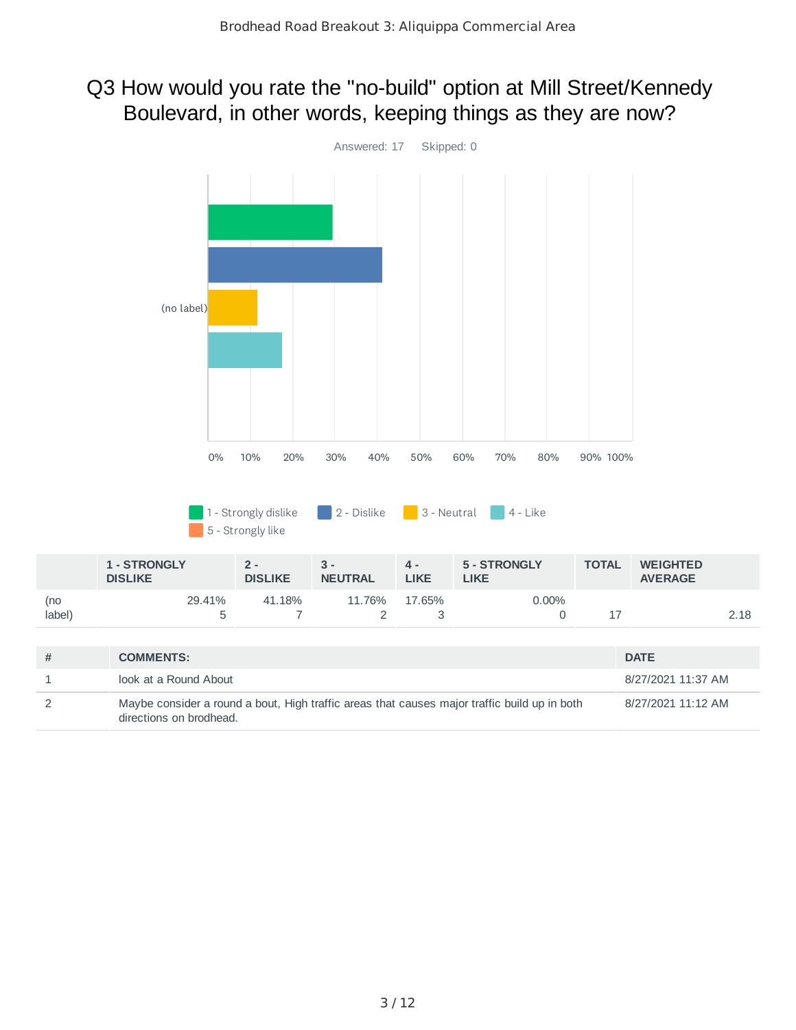## Q3 How would you rate the "no-build" option at Mill Street/Kennedy Boulevard, in other words, keeping things as they are now?

Answered: 17 Skipped: 0

| | 1 - STRONGLY DISLIKE | 2 - DISLIKE | 3 - NEUTRAL | 4 - LIKE | 5 - STRONGLY LIKE | TOTAL | WEIGHTED AVERAGE |
|---|---|---|---|---|---|---|---|
| (no label) | 29.41% 5 | 41.18% 7 | 11.76% 2 | 17.65% 3 | 0.00% 0 | 17 | 2.18 |

| # | COMMENTS: | DATE |
|---|---|---|
| 1 | look at a Round About | 8/27/2021 11:37 AM |
| 2 | Maybe consider a round a bout, High traffic areas that causes major traffic build up in both directions on brodhead. | 8/27/2021 11:12 AM |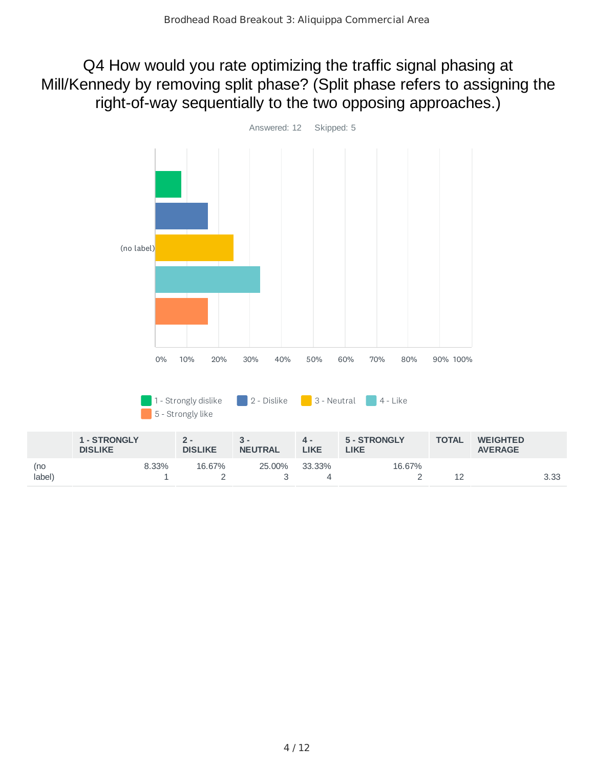# Q4 How would you rate optimizing the traffic signal phasing at Mill/Kennedy by removing split phase? (Split phase refers to assigning the right-of-way sequentially to the two opposing approaches.)

Answered: 12 Skipped: 5

(no label)

0% 10% 20% 30% 40% 50% 60% 70% 80% 90% 100%

1 - Strongly dislike 2 - Dislike 3 - Neutral 4 - Like 5 - Strongly like

| | 1 - STRONGLY DISLIKE | 2 - DISLIKE | 3 - NEUTRAL | 4 - LIKE | 5 - STRONGLY LIKE | TOTAL | WEIGHTED AVERAGE |
|---|---|---|---|---|---|---|---|
| (no label) | 8.33%<br>1 | 16.67%<br>2 | 25.00%<br>3 | 33.33%<br>4 | 16.67%<br>2 | 12 | 3.33 |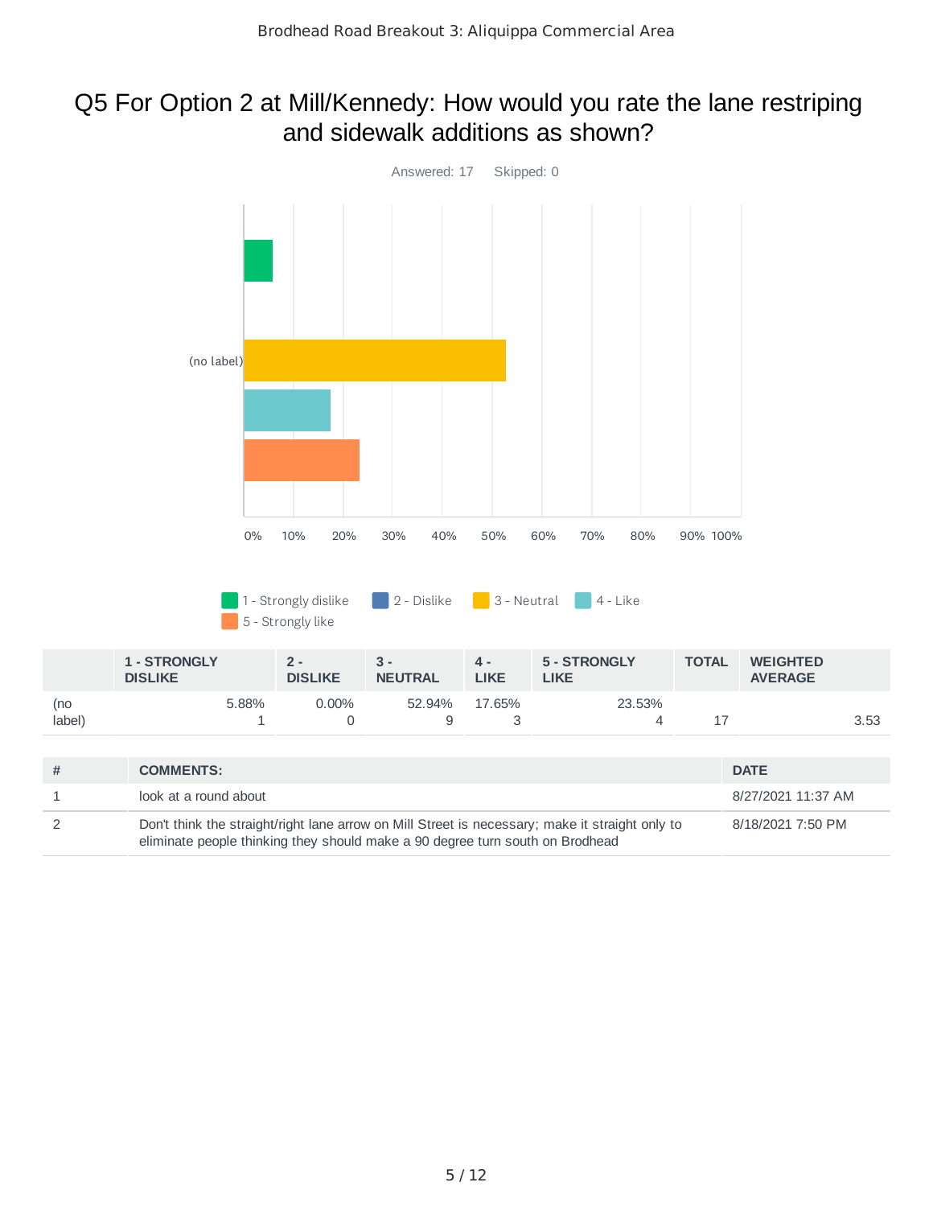# Q5 For Option 2 at Mill/Kennedy: How would you rate the lane restriping and sidewalk additions as shown?

Answered: 17 Skipped: 0

| | 1 - STRONGLY DISLIKE | 2 - DISLIKE | 3 - NEUTRAL | 4 - LIKE | 5 - STRONGLY LIKE | TOTAL | WEIGHTED AVERAGE |
|---|---|---|---|---|---|---|---|
| (no label) | 5.88% 1 | 0.00% 0 | 52.94% 9 | 17.65% 3 | 23.53% 4 | 17 | 3.53 |

| # | COMMENTS: | DATE |
|---|---|---|
| 1 | look at a round about | 8/27/2021 11:37 AM |
| 2 | Don't think the straight/right lane arrow on Mill Street is necessary; make it straight only to eliminate people thinking they should make a 90 degree turn south on Brodhead | 8/18/2021 7:50 PM |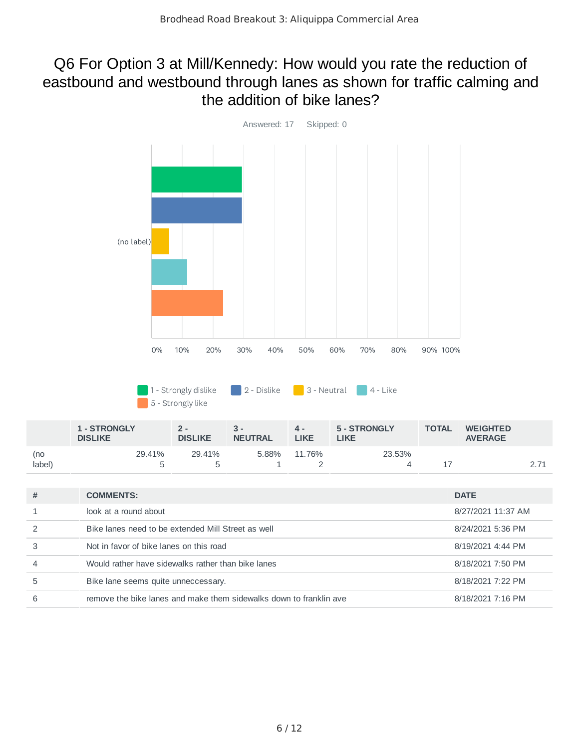# Q6 For Option 3 at Mill/Kennedy: How would you rate the reduction of eastbound and westbound through lanes as shown for traffic calming and the addition of bike lanes?

Answered: 17 Skipped: 0

| | 1 - STRONGLY DISLIKE | 2 - DISLIKE | 3 - NEUTRAL | 4 - LIKE | 5 - STRONGLY LIKE | TOTAL | WEIGHTED AVERAGE |
|---|---|---|---|---|---|---|---|
| (no label) | 29.41%<br>5 | 29.41%<br>5 | 5.88%<br>1 | 11.76%<br>2 | 23.53%<br>4 | 17 | 2.71 |

| # | COMMENTS: | DATE |
|---|---|---|
| 1 | look at a round about | 8/27/2021 11:37 AM |
| 2 | Bike lanes need to be extended Mill Street as well | 8/24/2021 5:36 PM |
| 3 | Not in favor of bike lanes on this road | 8/19/2021 4:44 PM |
| 4 | Would rather have sidewalks rather than bike lanes | 8/18/2021 7:50 PM |
| 5 | Bike lane seems quite unneccessary. | 8/18/2021 7:22 PM |
| 6 | remove the bike lanes and make them sidewalks down to franklin ave | 8/18/2021 7:16 PM |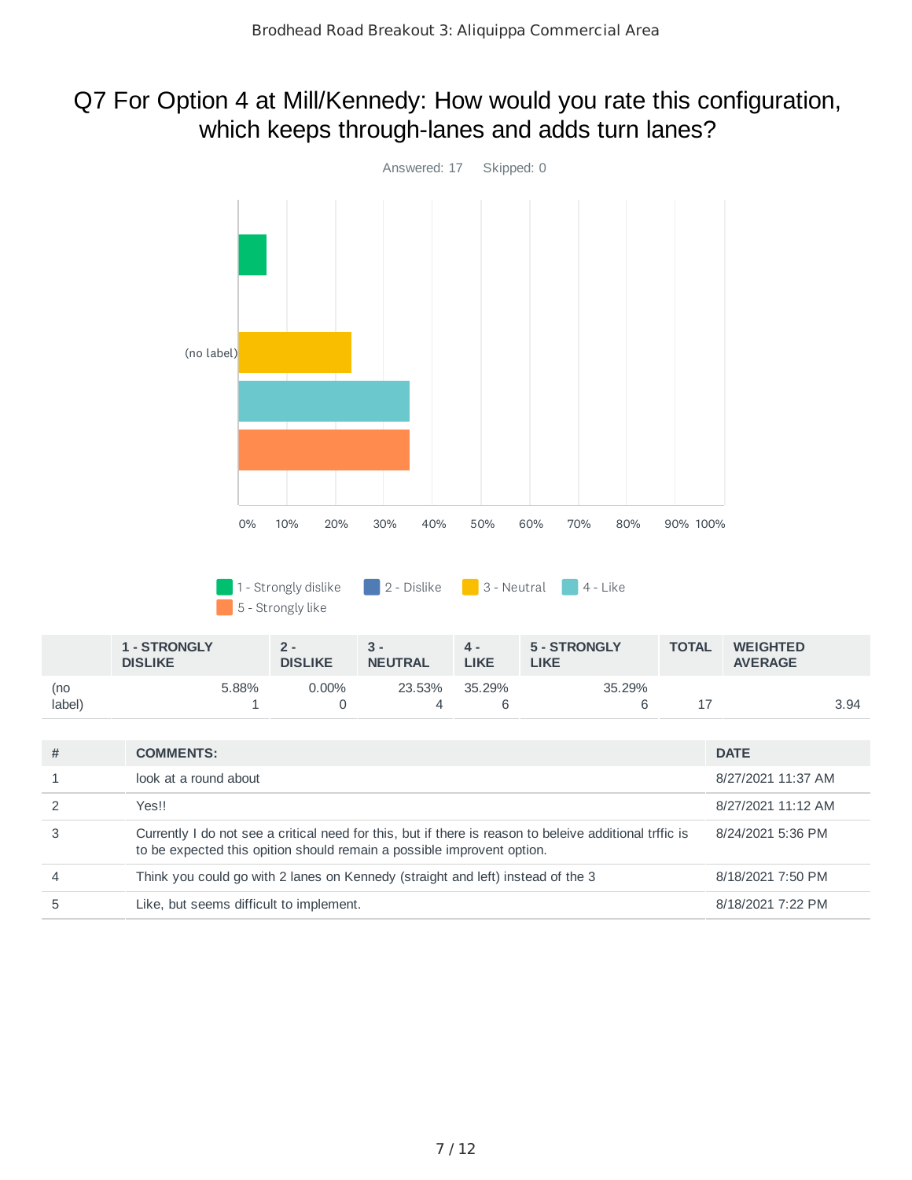# Q7 For Option 4 at Mill/Kennedy: How would you rate this configuration, which keeps through-lanes and adds turn lanes?

Answered: 17 Skipped: 0

| | 1 - STRONGLY DISLIKE | 2 - DISLIKE | 3 - NEUTRAL | 4 - LIKE | 5 - STRONGLY LIKE | TOTAL | WEIGHTED AVERAGE |
|---|---|---|---|---|---|---|---|
| (no label) | 5.88%<br>1 | 0.00%<br>0 | 23.53%<br>4 | 35.29%<br>6 | 35.29%<br>6 | 17 | 3.94 |

| # | COMMENTS: | DATE |
|---|---|---|
| 1 | look at a round about | 8/27/2021 11:37 AM |
| 2 | Yes!! | 8/27/2021 11:12 AM |
| 3 | Currently I do not see a critical need for this, but if there is reason to beleive additional trffic is to be expected this opition should remain a possible improvent option. | 8/24/2021 5:36 PM |
| 4 | Think you could go with 2 lanes on Kennedy (straight and left) instead of the 3 | 8/18/2021 7:50 PM |
| 5 | Like, but seems difficult to implement. | 8/18/2021 7:22 PM |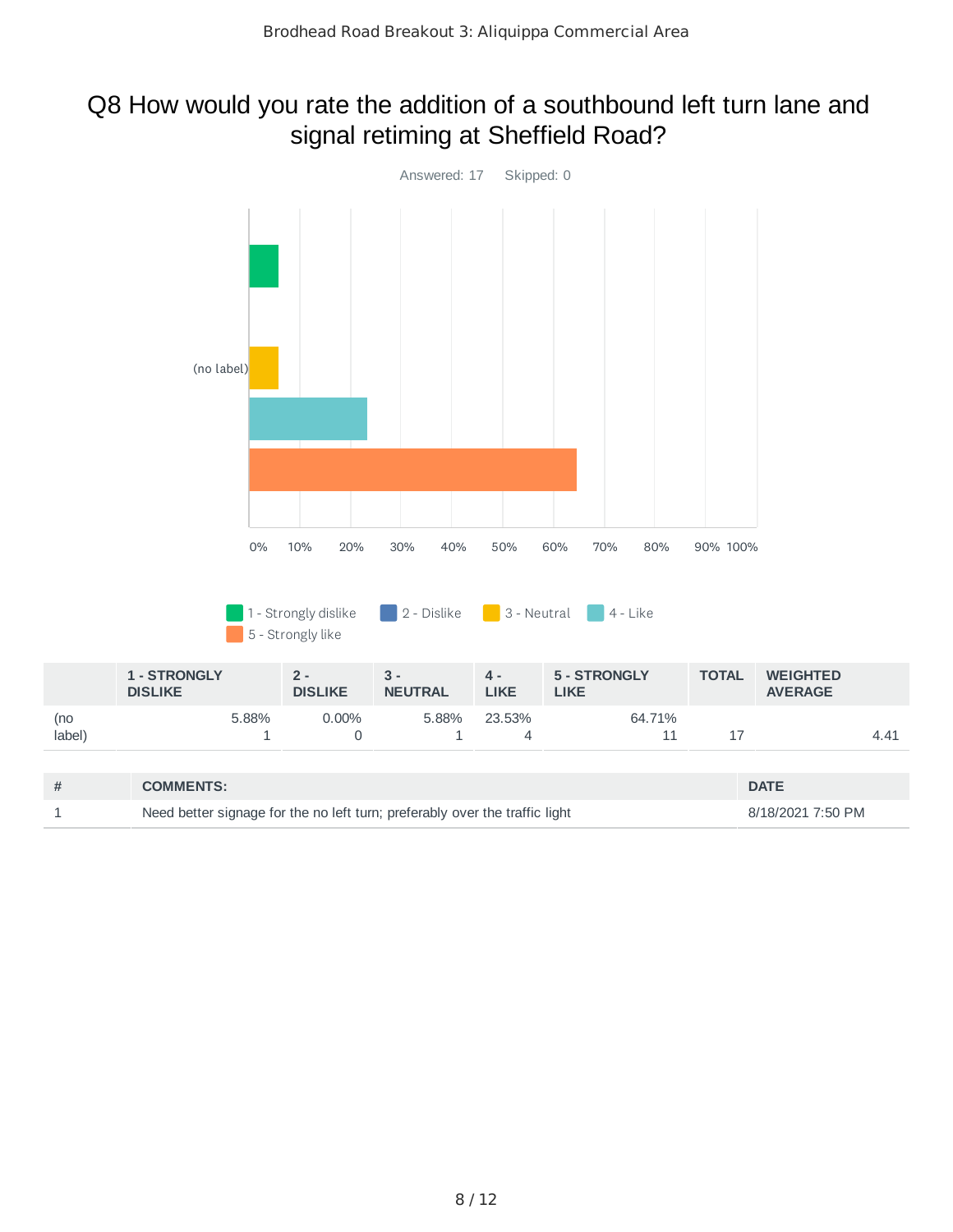# Q8 How would you rate the addition of a southbound left turn lane and signal retiming at Sheffield Road?

Answered: 17 Skipped: 0

| | 1 - STRONGLY DISLIKE | 2 - DISLIKE | 3 - NEUTRAL | 4 - LIKE | 5 - STRONGLY LIKE | TOTAL | WEIGHTED AVERAGE |
|---|---|---|---|---|---|---|---|
| (no label) | 5.88%<br>1 | 0.00%<br>0 | 5.88%<br>1 | 23.53%<br>4 | 64.71%<br>11 | 17 | 4.41 |

| # | COMMENTS: | DATE |
|---|---|---|
| 1 | Need better signage for the no left turn; preferably over the traffic light | 8/18/2021 7:50 PM |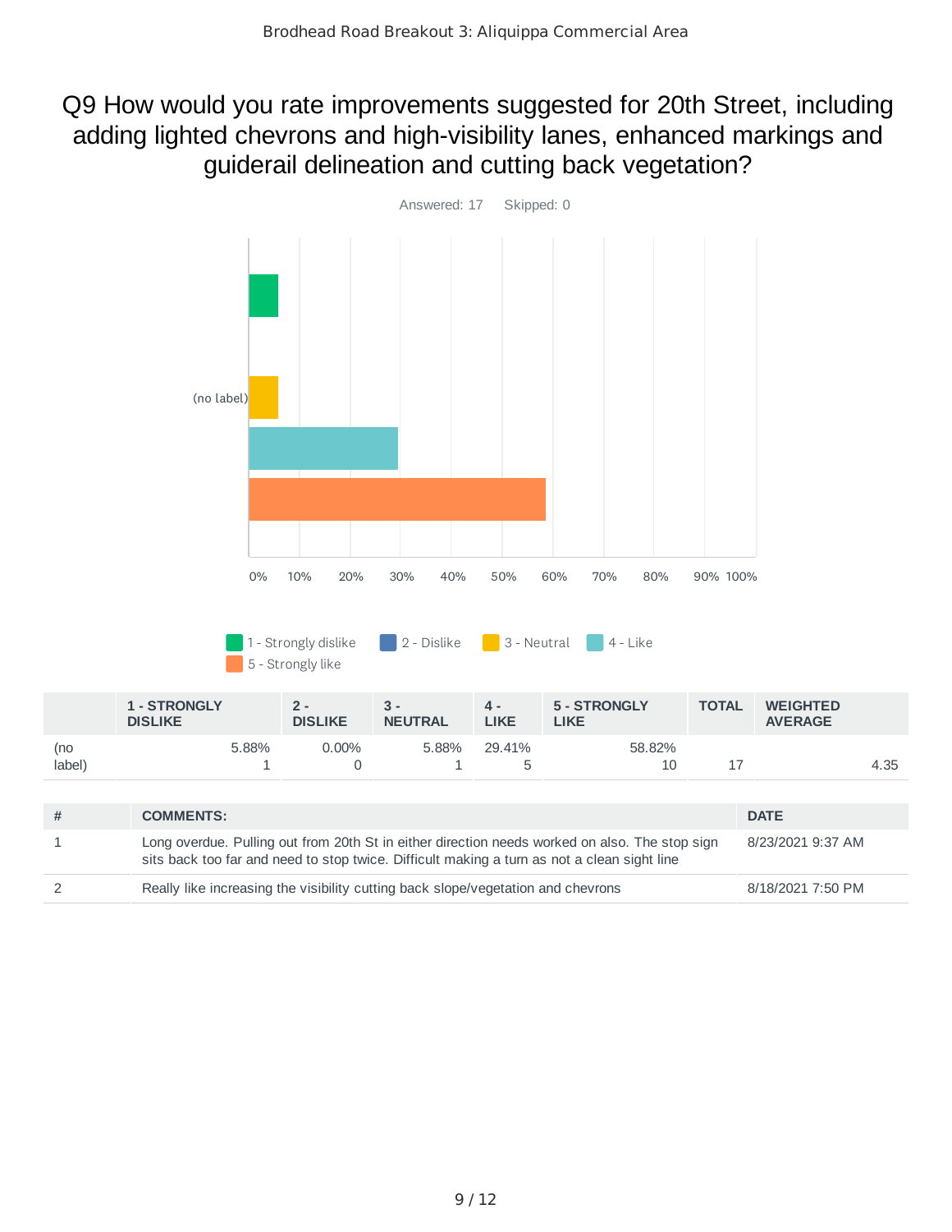## Q9 How would you rate improvements suggested for 20th Street, including adding lighted chevrons and high-visibility lanes, enhanced markings and guiderail delineation and cutting back vegetation?

Answered: 17 Skipped: 0

1 - Strongly dislike | 2 - Dislike | 3 - Neutral | 4 - Like | 5 - Strongly like

| | 1 - STRONGLY DISLIKE | 2 - DISLIKE | 3 - NEUTRAL | 4 - LIKE | 5 - STRONGLY LIKE | TOTAL | WEIGHTED AVERAGE |
|---|---|---|---|---|---|---|---|
| (no label) | 5.88% 1 | 0.00% 0 | 5.88% 1 | 29.41% 5 | 58.82% 10 | 17 | 4.35 |

| # | COMMENTS: | DATE |
|---|---|---|
| 1 | Long overdue. Pulling out from 20th St in either direction needs worked on also. The stop sign sits back too far and need to stop twice. Difficult making a turn as not a clean sight line | 8/23/2021 9:37 AM |
| 2 | Really like increasing the visibility cutting back slope/vegetation and chevrons | 8/18/2021 7:50 PM |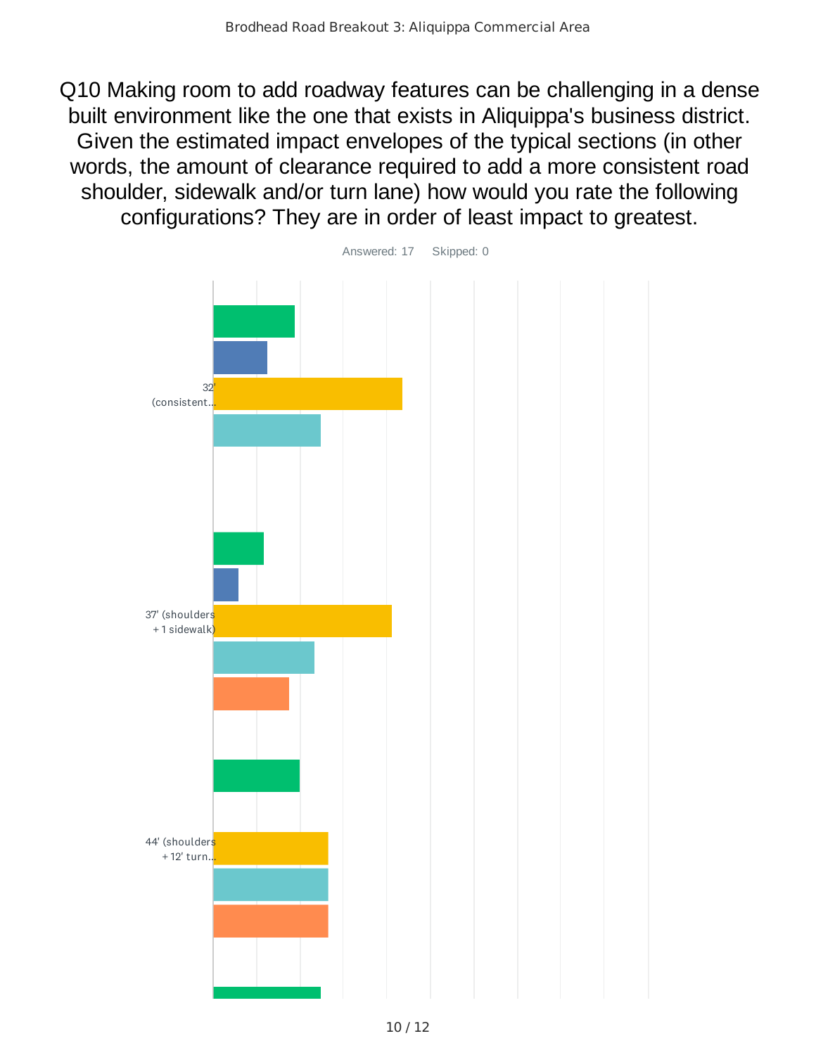# Q10 Making room to add roadway features can be challenging in a dense built environment like the one that exists in Aliquippa's business district. Given the estimated impact envelopes of the typical sections (in other words, the amount of clearance required to add a more consistent road shoulder, sidewalk and/or turn lane) how would you rate the following configurations? They are in order of least impact to greatest.

Answered: 17 Skipped: 0

32' (consistent...

37' (shoulders + 1 sidewalk)

44' (shoulders + 12' turn...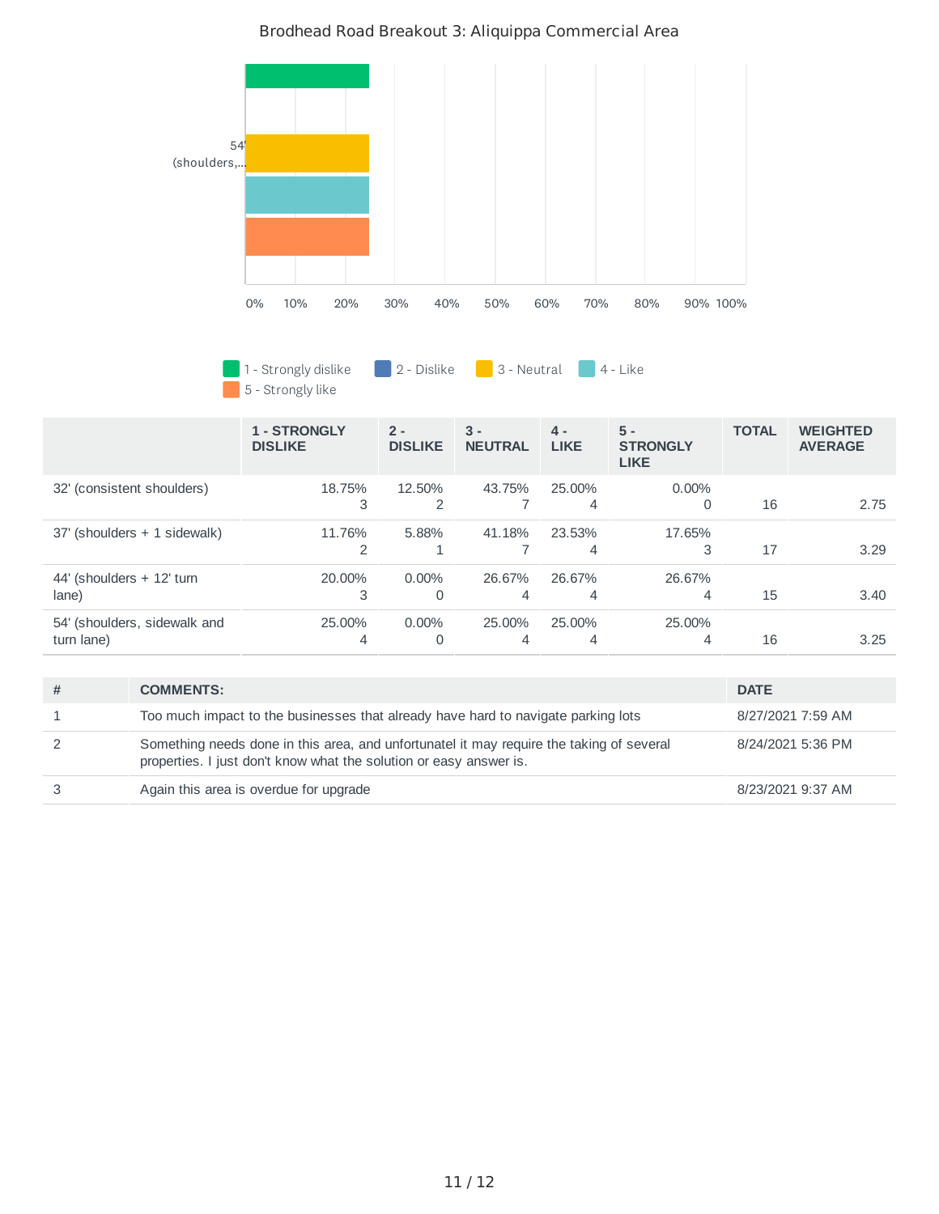## Brodhead Road Breakout 3: Aliquippa Commercial Area

1 - Strongly dislike | 2 - Dislike | 3 - Neutral | 4 - Like | 5 - Strongly like

| | 1 - STRONGLY DISLIKE | 2 - DISLIKE | 3 - NEUTRAL | 4 - LIKE | 5 - STRONGLY LIKE | TOTAL | WEIGHTED AVERAGE |
|---|---|---|---|---|---|---|---|
| 32' (consistent shoulders) | 18.75% 3 | 12.50% 2 | 43.75% 7 | 25.00% 4 | 0.00% 0 | 16 | 2.75 |
| 37' (shoulders + 1 sidewalk) | 11.76% 2 | 5.88% 1 | 41.18% 7 | 23.53% 4 | 17.65% 3 | 17 | 3.29 |
| 44' (shoulders + 12' turn lane) | 20.00% 3 | 0.00% 0 | 26.67% 4 | 26.67% 4 | 26.67% 4 | 15 | 3.40 |
| 54' (shoulders, sidewalk and turn lane) | 25.00% 4 | 0.00% 0 | 25.00% 4 | 25.00% 4 | 25.00% 4 | 16 | 3.25 |

| # | COMMENTS: | DATE |
|---|---|---|
| 1 | Too much impact to the businesses that already have hard to navigate parking lots | 8/27/2021 7:59 AM |
| 2 | Something needs done in this area, and unfortunatel it may require the taking of several properties. I just don't know what the solution or easy answer is. | 8/24/2021 5:36 PM |
| 3 | Again this area is overdue for upgrade | 8/23/2021 9:37 AM |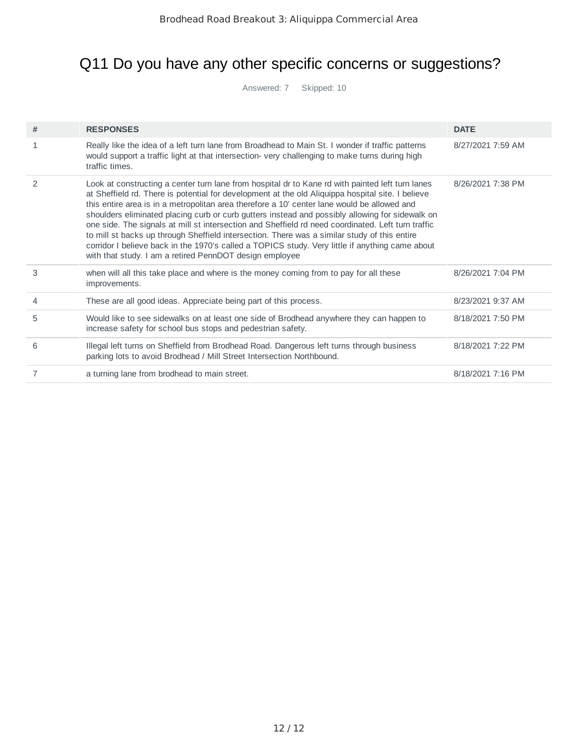# Q11 Do you have any other specific concerns or suggestions?

Answered: 7 Skipped: 10

| # | RESPONSES | DATE |
|---|---|---|
| 1 | Really like the idea of a left turn lane from Broadhead to Main St. I wonder if traffic patterns would support a traffic light at that intersection- very challenging to make turns during high traffic times. | 8/27/2021 7:59 AM |
| 2 | Look at constructing a center turn lane from hospital dr to Kane rd with painted left turn lanes at Sheffield rd. There is potential for development at the old Aliquippa hospital site. I believe this entire area is in a metropolitan area therefore a 10' center lane would be allowed and shoulders eliminated placing curb or curb gutters instead and possibly allowing for sidewalk on one side. The signals at mill st intersection and Sheffield rd need coordinated. Left turn traffic to mill st backs up through Sheffield intersection. There was a similar study of this entire corridor I believe back in the 1970's called a TOPICS study. Very little if anything came about with that study. I am a retired PennDOT design employee | 8/26/2021 7:38 PM |
| 3 | when will all this take place and where is the money coming from to pay for all these improvements. | 8/26/2021 7:04 PM |
| 4 | These are all good ideas. Appreciate being part of this process. | 8/23/2021 9:37 AM |
| 5 | Would like to see sidewalks on at least one side of Brodhead anywhere they can happen to increase safety for school bus stops and pedestrian safety. | 8/18/2021 7:50 PM |
| 6 | Illegal left turns on Sheffield from Brodhead Road. Dangerous left turns through business parking lots to avoid Brodhead / Mill Street Intersection Northbound. | 8/18/2021 7:22 PM |
| 7 | a turning lane from brodhead to main street. | 8/18/2021 7:16 PM |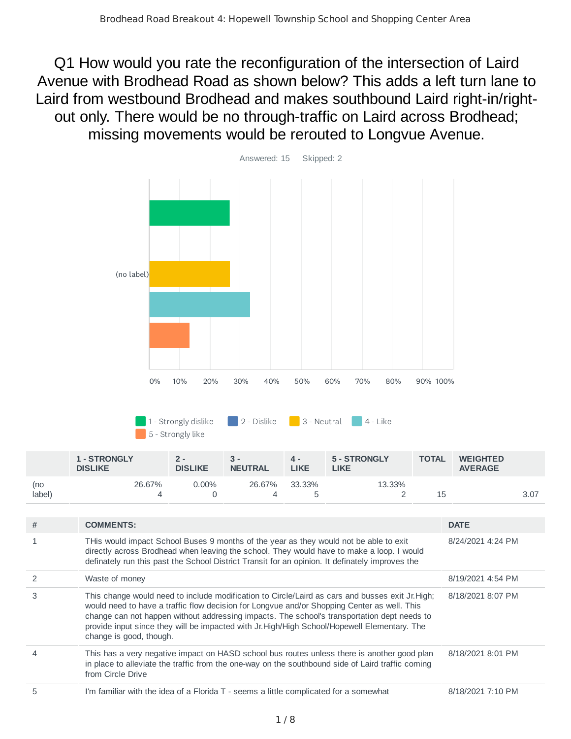# Q1 How would you rate the reconfiguration of the intersection of Laird Avenue with Brodhead Road as shown below? This adds a left turn lane to Laird from westbound Brodhead and makes southbound Laird right-in/right-out only. There would be no through-traffic on Laird across Brodhead; missing movements would be rerouted to Longvue Avenue.

Answered: 15 Skipped: 2

| | 1 - STRONGLY DISLIKE | 2 - DISLIKE | 3 - NEUTRAL | 4 - LIKE | 5 - STRONGLY LIKE | TOTAL | WEIGHTED AVERAGE |
|---|---|---|---|---|---|---|---|
| (no label) | 26.67% 4 | 0.00% 0 | 26.67% 4 | 33.33% 5 | 13.33% 2 | 15 | 3.07 |

| # | COMMENTS: | DATE |
|---|---|---|
| 1 | THis would impact School Buses 9 months of the year as they would not be able to exit directly across Brodhead when leaving the school. They would have to make a loop. I would definately run this past the School District Transit for an opinion. It definately improves the | 8/24/2021 4:24 PM |
| 2 | Waste of money | 8/19/2021 4:54 PM |
| 3 | This change would need to include modification to Circle/Laird as cars and busses exit Jr.High; would need to have a traffic flow decision for Longvue and/or Shopping Center as well. This change can not happen without addressing impacts. The school's transportation dept needs to provide input since they will be impacted with Jr.High/High School/Hopewell Elementary. The change is good, though. | 8/18/2021 8:07 PM |
| 4 | This has a very negative impact on HASD school bus routes unless there is another good plan in place to alleviate the traffic from the one-way on the southbound side of Laird traffic coming from Circle Drive | 8/18/2021 8:01 PM |
| 5 | I'm familiar with the idea of a Florida T - seems a little complicated for a somewhat | 8/18/2021 7:10 PM |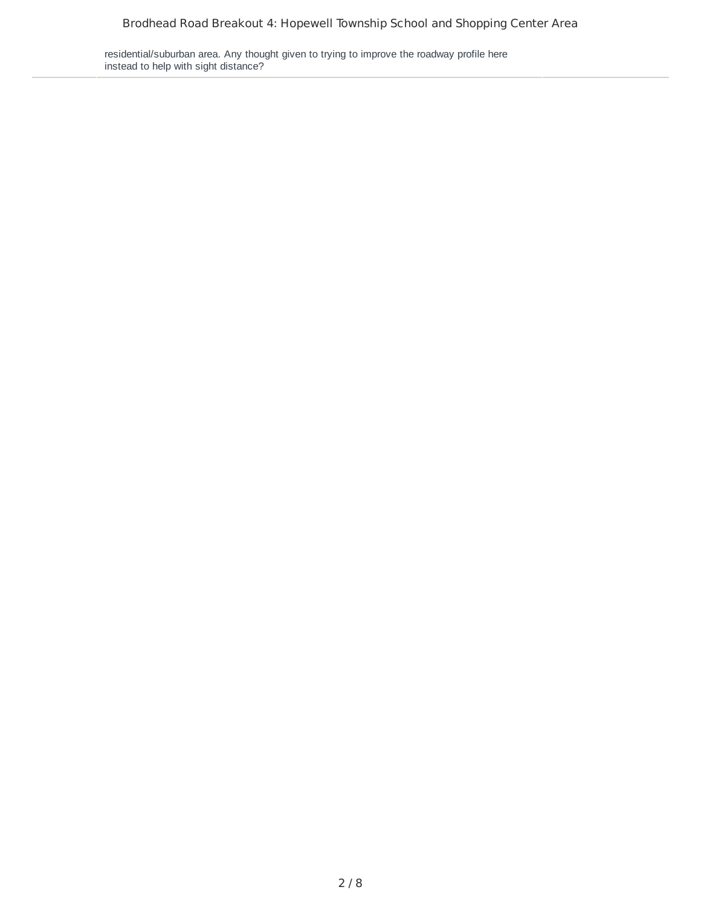residential/suburban area. Any thought given to trying to improve the roadway profile here instead to help with sight distance?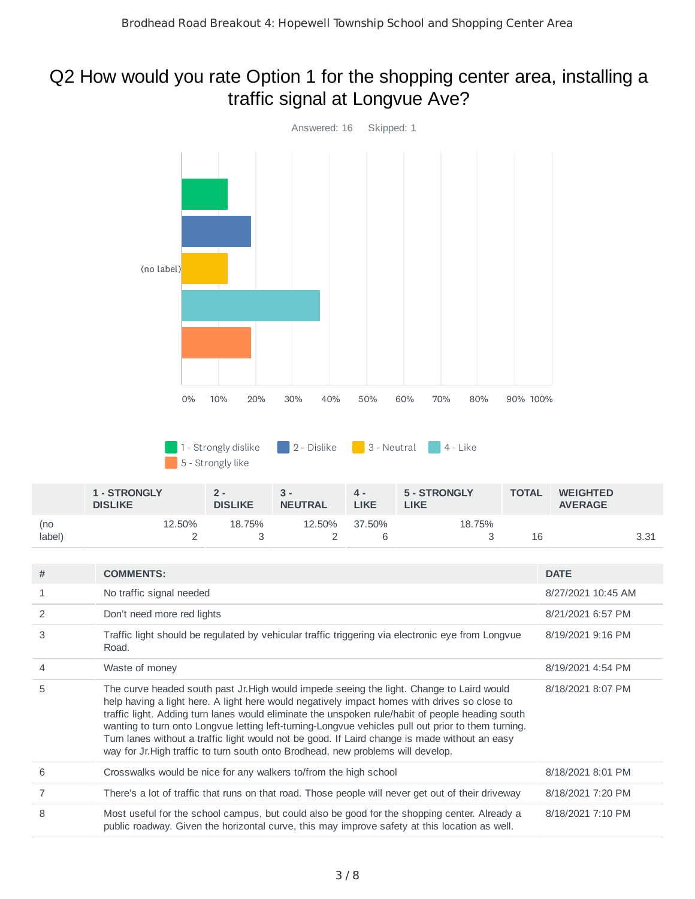Brodhead Road Breakout 4: Hopewell Township School and Shopping Center Area

## Q2 How would you rate Option 1 for the shopping center area, installing a traffic signal at Longvue Ave?

Answered: 16 Skipped: 1

| | 1 - STRONGLY DISLIKE | 2 - DISLIKE | 3 - NEUTRAL | 4 - LIKE | 5 - STRONGLY LIKE | TOTAL | WEIGHTED AVERAGE |
|---|---|---|---|---|---|---|---|
| (no label) | 12.50% 2 | 18.75% 3 | 12.50% 2 | 37.50% 6 | 18.75% 3 | 16 | 3.31 |

| # | COMMENTS: | DATE |
|---|---|---|
| 1 | No traffic signal needed | 8/27/2021 10:45 AM |
| 2 | Don't need more red lights | 8/21/2021 6:57 PM |
| 3 | Traffic light should be regulated by vehicular traffic triggering via electronic eye from Longvue Road. | 8/19/2021 9:16 PM |
| 4 | Waste of money | 8/19/2021 4:54 PM |
| 5 | The curve headed south past Jr.High would impede seeing the light. Change to Laird would help having a light here. A light here would negatively impact homes with drives so close to traffic light. Adding turn lanes would eliminate the unspoken rule/habit of people heading south wanting to turn onto Longvue letting left-turning-Longvue vehicles pull out prior to them turning. Turn lanes without a traffic light would not be good. If Laird change is made without an easy way for Jr.High traffic to turn south onto Brodhead, new problems will develop. | 8/18/2021 8:07 PM |
| 6 | Crosswalks would be nice for any walkers to/from the high school | 8/18/2021 8:01 PM |
| 7 | There's a lot of traffic that runs on that road. Those people will never get out of their driveway | 8/18/2021 7:20 PM |
| 8 | Most useful for the school campus, but could also be good for the shopping center. Already a public roadway. Given the horizontal curve, this may improve safety at this location as well. | 8/18/2021 7:10 PM |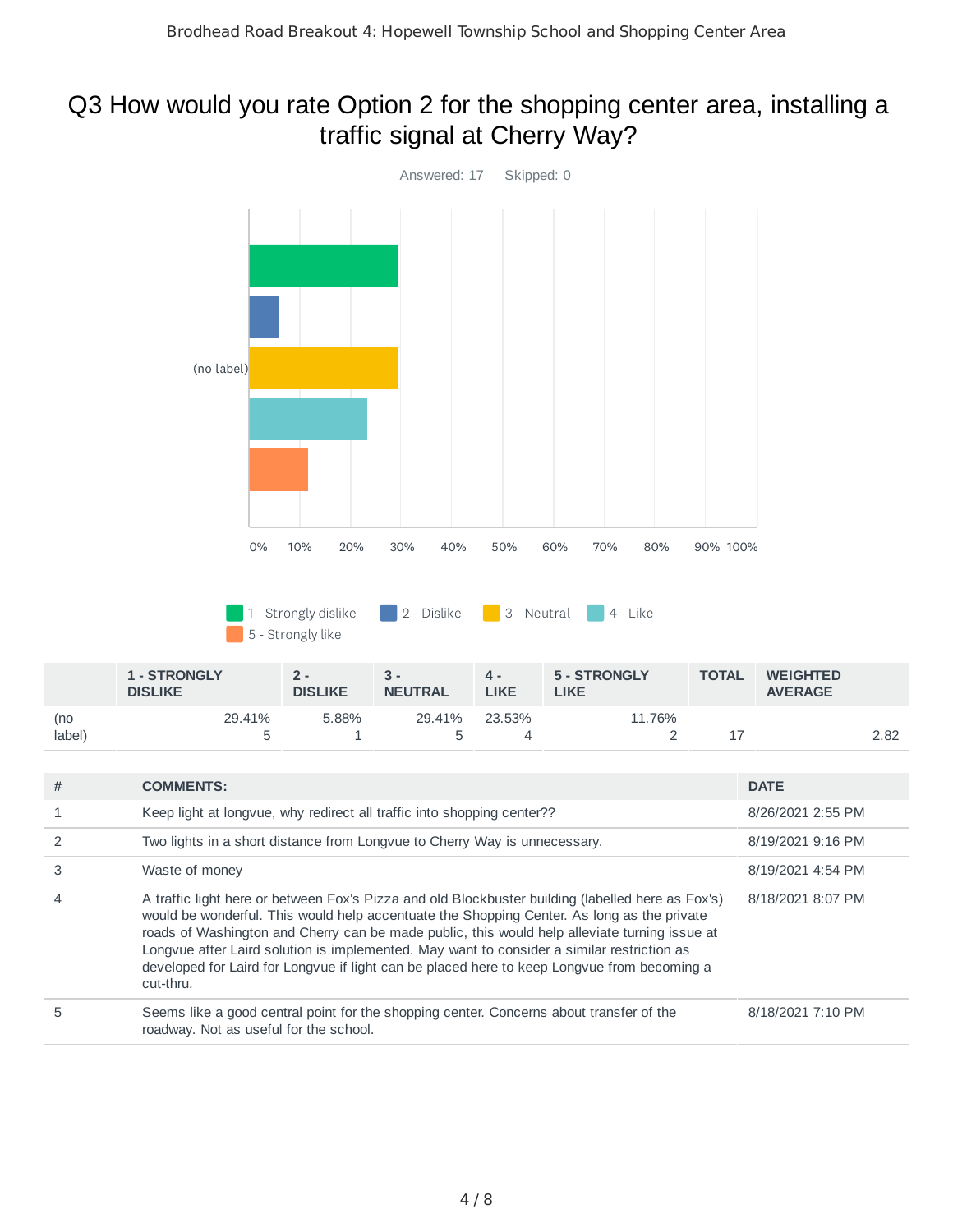Brodhead Road Breakout 4: Hopewell Township School and Shopping Center Area

## Q3 How would you rate Option 2 for the shopping center area, installing a traffic signal at Cherry Way?

Answered: 17 Skipped: 0

| | 1 - STRONGLY DISLIKE | 2 - DISLIKE | 3 - NEUTRAL | 4 - LIKE | 5 - STRONGLY LIKE | TOTAL | WEIGHTED AVERAGE |
|---|---|---|---|---|---|---|---|
| (no label) | 29.41%<br>5 | 5.88%<br>1 | 29.41%<br>5 | 23.53%<br>4 | 11.76%<br>2 | 17 | 2.82 |

| # | COMMENTS: | DATE |
|---|---|---|
| 1 | Keep light at longvue, why redirect all traffic into shopping center?? | 8/26/2021 2:55 PM |
| 2 | Two lights in a short distance from Longvue to Cherry Way is unnecessary. | 8/19/2021 9:16 PM |
| 3 | Waste of money | 8/19/2021 4:54 PM |
| 4 | A traffic light here or between Fox's Pizza and old Blockbuster building (labelled here as Fox's) would be wonderful. This would help accentuate the Shopping Center. As long as the private roads of Washington and Cherry can be made public, this would help alleviate turning issue at Longvue after Laird solution is implemented. May want to consider a similar restriction as developed for Laird for Longvue if light can be placed here to keep Longvue from becoming a cut-thru. | 8/18/2021 8:07 PM |
| 5 | Seems like a good central point for the shopping center. Concerns about transfer of the roadway. Not as useful for the school. | 8/18/2021 7:10 PM |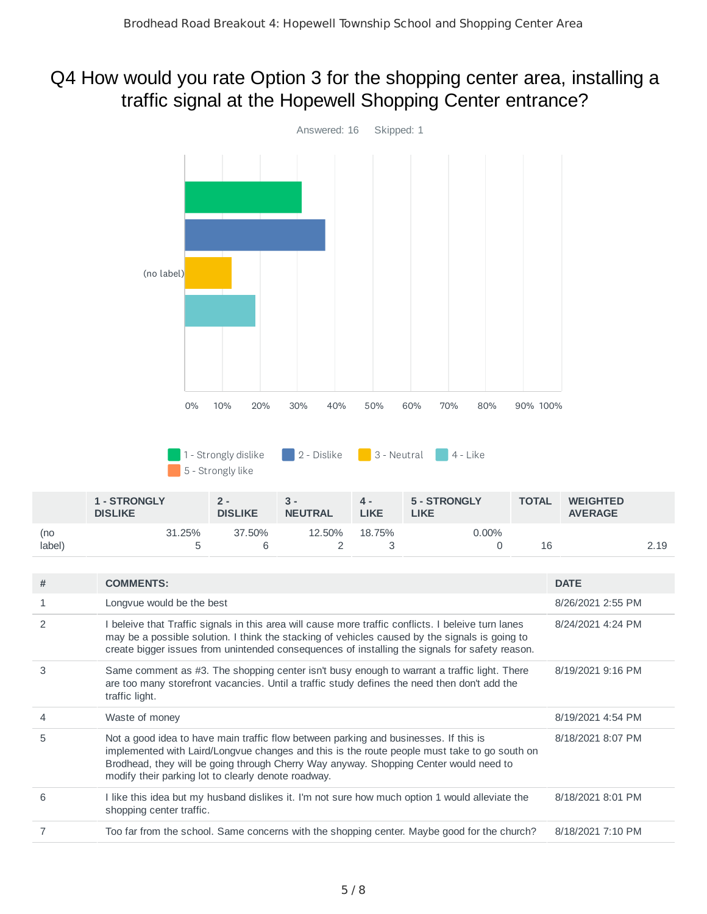# Q4 How would you rate Option 3 for the shopping center area, installing a traffic signal at the Hopewell Shopping Center entrance?

Answered: 16 Skipped: 1

| | 1 - STRONGLY DISLIKE | 2 - DISLIKE | 3 - NEUTRAL | 4 - LIKE | 5 - STRONGLY LIKE | TOTAL | WEIGHTED AVERAGE |
|---|---|---|---|---|---|---|---|
| (no label) | 31.25% 5 | 37.50% 6 | 12.50% 2 | 18.75% 3 | 0.00% 0 | 16 | 2.19 |

| # | COMMENTS: | DATE |
|---|---|---|
| 1 | Longvue would be the best | 8/26/2021 2:55 PM |
| 2 | I beleive that Traffic signals in this area will cause more traffic conflicts. I beleive turn lanes may be a possible solution. I think the stacking of vehicles caused by the signals is going to create bigger issues from unintended consequences of installing the signals for safety reason. | 8/24/2021 4:24 PM |
| 3 | Same comment as #3. The shopping center isn't busy enough to warrant a traffic light. There are too many storefront vacancies. Until a traffic study defines the need then don't add the traffic light. | 8/19/2021 9:16 PM |
| 4 | Waste of money | 8/19/2021 4:54 PM |
| 5 | Not a good idea to have main traffic flow between parking and businesses. If this is implemented with Laird/Longvue changes and this is the route people must take to go south on Brodhead, they will be going through Cherry Way anyway. Shopping Center would need to modify their parking lot to clearly denote roadway. | 8/18/2021 8:07 PM |
| 6 | I like this idea but my husband dislikes it. I'm not sure how much option 1 would alleviate the shopping center traffic. | 8/18/2021 8:01 PM |
| 7 | Too far from the school. Same concerns with the shopping center. Maybe good for the church? | 8/18/2021 7:10 PM |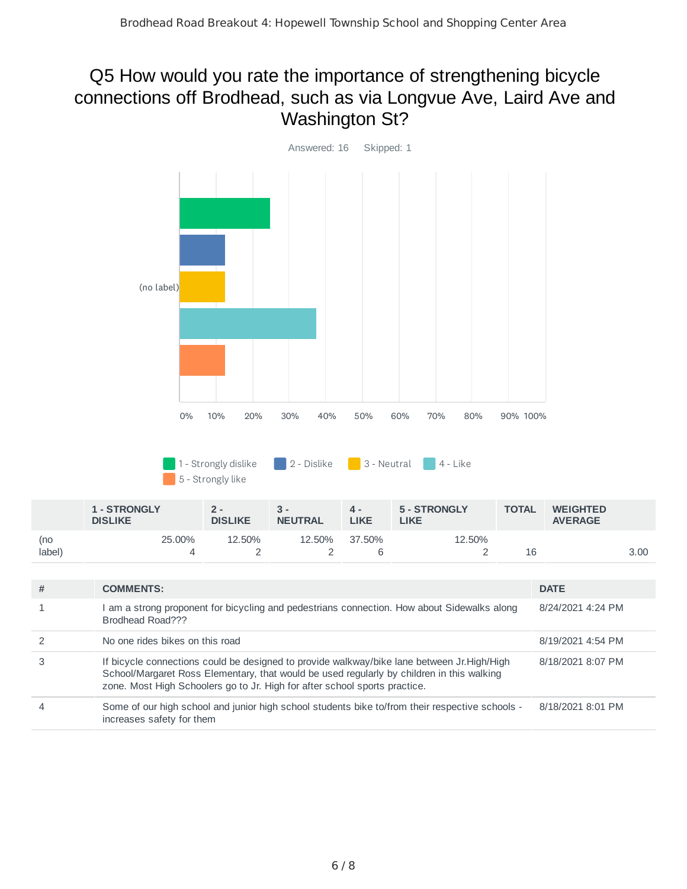# Q5 How would you rate the importance of strengthening bicycle connections off Brodhead, such as via Longvue Ave, Laird Ave and Washington St?

Answered: 16 Skipped: 1

| | 1 - STRONGLY DISLIKE | 2 - DISLIKE | 3 - NEUTRAL | 4 - LIKE | 5 - STRONGLY LIKE | TOTAL | WEIGHTED AVERAGE |
|---|---|---|---|---|---|---|---|
| (no label) | 25.00% 4 | 12.50% 2 | 12.50% 2 | 37.50% 6 | 12.50% 2 | 16 | 3.00 |

| # | COMMENTS: | DATE |
|---|---|---|
| 1 | I am a strong proponent for bicycling and pedestrians connection. How about Sidewalks along Brodhead Road??? | 8/24/2021 4:24 PM |
| 2 | No one rides bikes on this road | 8/19/2021 4:54 PM |
| 3 | If bicycle connections could be designed to provide walkway/bike lane between Jr.High/High School/Margaret Ross Elementary, that would be used regularly by children in this walking zone. Most High Schoolers go to Jr. High for after school sports practice. | 8/18/2021 8:07 PM |
| 4 | Some of our high school and junior high school students bike to/from their respective schools - increases safety for them | 8/18/2021 8:01 PM |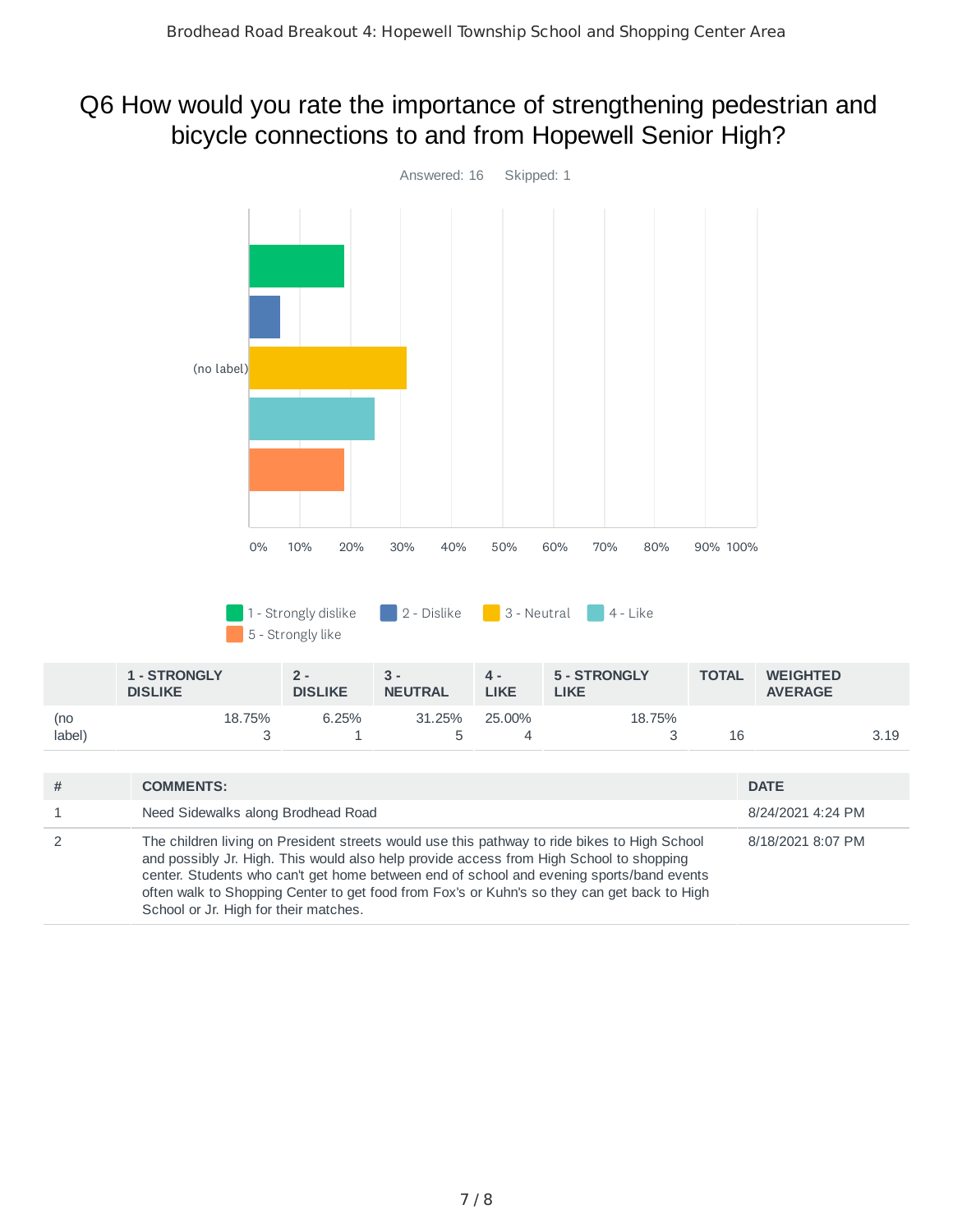## Q6 How would you rate the importance of strengthening pedestrian and bicycle connections to and from Hopewell Senior High?

Answered: 16 Skipped: 1

(no label)

0% 10% 20% 30% 40% 50% 60% 70% 80% 90% 100%

1 - Strongly dislike 2 - Dislike 3 - Neutral 4 - Like 5 - Strongly like

| | 1 - STRONGLY DISLIKE | 2 - DISLIKE | 3 - NEUTRAL | 4 - LIKE | 5 - STRONGLY LIKE | TOTAL | WEIGHTED AVERAGE |
|---|---|---|---|---|---|---|---|
| (no label) | 18.75%<br>3 | 6.25%<br>1 | 31.25%<br>5 | 25.00%<br>4 | 18.75%<br>3 | 16 | 3.19 |

| # | COMMENTS: | DATE |
|---|---|---|
| 1 | Need Sidewalks along Brodhead Road | 8/24/2021 4:24 PM |
| 2 | The children living on President streets would use this pathway to ride bikes to High School and possibly Jr. High. This would also help provide access from High School to shopping center. Students who can't get home between end of school and evening sports/band events often walk to Shopping Center to get food from Fox's or Kuhn's so they can get back to High School or Jr. High for their matches. | 8/18/2021 8:07 PM |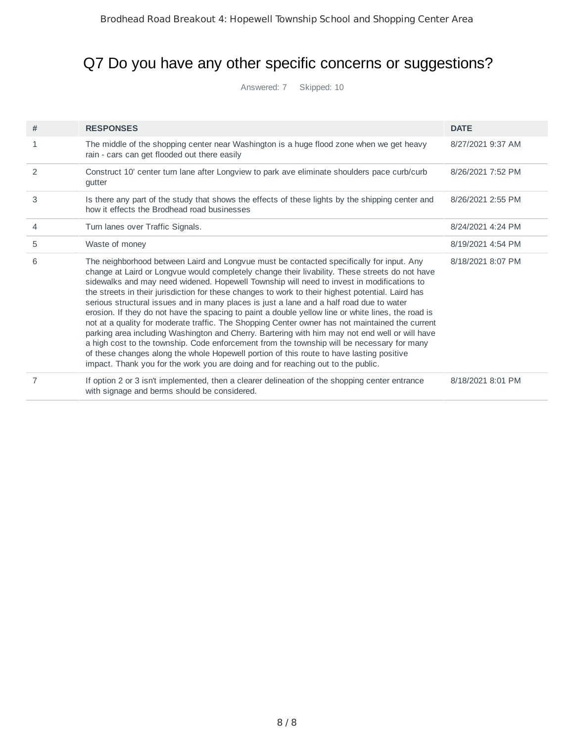# Q7 Do you have any other specific concerns or suggestions?

Answered: 7 Skipped: 10

| # | RESPONSES | DATE |
|---|---|---|
| 1 | The middle of the shopping center near Washington is a huge flood zone when we get heavy rain - cars can get flooded out there easily | 8/27/2021 9:37 AM |
| 2 | Construct 10' center turn lane after Longview to park ave eliminate shoulders pace curb/curb gutter | 8/26/2021 7:52 PM |
| 3 | Is there any part of the study that shows the effects of these lights by the shipping center and how it effects the Brodhead road businesses | 8/26/2021 2:55 PM |
| 4 | Turn lanes over Traffic Signals. | 8/24/2021 4:24 PM |
| 5 | Waste of money | 8/19/2021 4:54 PM |
| 6 | The neighborhood between Laird and Longvue must be contacted specifically for input. Any change at Laird or Longvue would completely change their livability. These streets do not have sidewalks and may need widened. Hopewell Township will need to invest in modifications to the streets in their jurisdiction for these changes to work to their highest potential. Laird has serious structural issues and in many places is just a lane and a half road due to water erosion. If they do not have the spacing to paint a double yellow line or white lines, the road is not at a quality for moderate traffic. The Shopping Center owner has not maintained the current parking area including Washington and Cherry. Bartering with him may not end well or will have a high cost to the township. Code enforcement from the township will be necessary for many of these changes along the whole Hopewell portion of this route to have lasting positive impact. Thank you for the work you are doing and for reaching out to the public. | 8/18/2021 8:07 PM |
| 7 | If option 2 or 3 isn't implemented, then a clearer delineation of the shopping center entrance with signage and berms should be considered. | 8/18/2021 8:01 PM |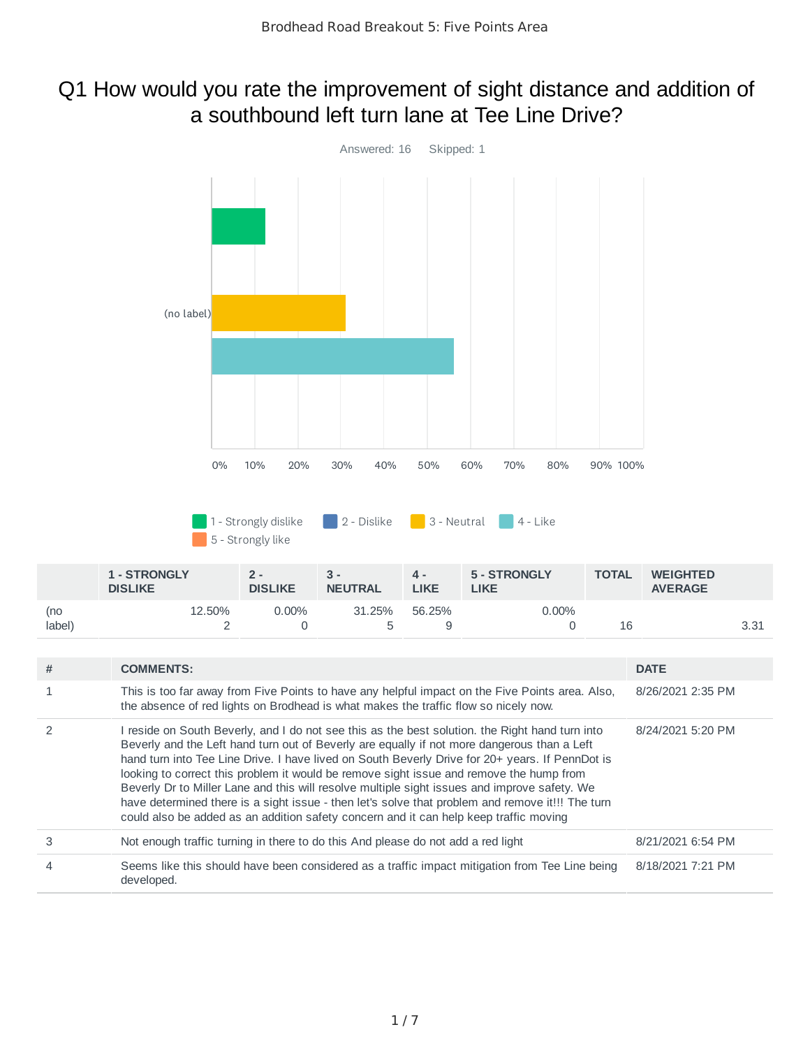Brodhead Road Breakout 5: Five Points Area

# Q1 How would you rate the improvement of sight distance and addition of a southbound left turn lane at Tee Line Drive?

Answered: 16    Skipped: 1

1 - Strongly dislike    2 - Dislike    3 - Neutral    4 - Like    5 - Strongly like

| | 1 - STRONGLY DISLIKE | 2 - DISLIKE | 3 - NEUTRAL | 4 - LIKE | 5 - STRONGLY LIKE | TOTAL | WEIGHTED AVERAGE |
|---|---|---|---|---|---|---|---|
| (no label) | 12.50% 2 | 0.00% 0 | 31.25% 5 | 56.25% 9 | 0.00% 0 | 16 | 3.31 |

| # | COMMENTS: | DATE |
|---|---|---|
| 1 | This is too far away from Five Points to have any helpful impact on the Five Points area. Also, the absence of red lights on Brodhead is what makes the traffic flow so nicely now. | 8/26/2021 2:35 PM |
| 2 | I reside on South Beverly, and I do not see this as the best solution. the Right hand turn into Beverly and the Left hand turn out of Beverly are equally if not more dangerous than a Left hand turn into Tee Line Drive. I have lived on South Beverly Drive for 20+ years. If PennDot is looking to correct this problem it would be remove sight issue and remove the hump from Beverly Dr to Miller Lane and this will resolve multiple sight issues and improve safety. We have determined there is a sight issue - then let's solve that problem and remove it!!! The turn could also be added as an addition safety concern and it can help keep traffic moving | 8/24/2021 5:20 PM |
| 3 | Not enough traffic turning in there to do this And please do not add a red light | 8/21/2021 6:54 PM |
| 4 | Seems like this should have been considered as a traffic impact mitigation from Tee Line being developed. | 8/18/2021 7:21 PM |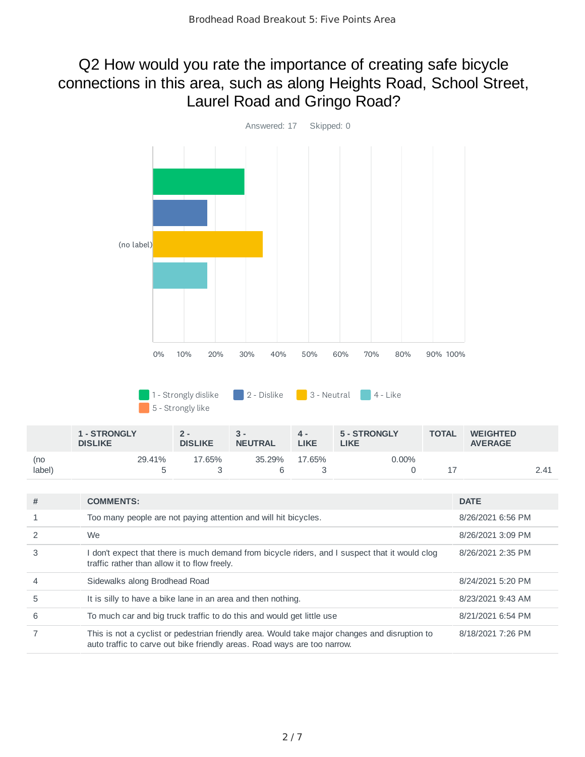# Q2 How would you rate the importance of creating safe bicycle connections in this area, such as along Heights Road, School Street, Laurel Road and Gringo Road?

Answered: 17 Skipped: 0

| | 1 - STRONGLY DISLIKE | 2 - DISLIKE | 3 - NEUTRAL | 4 - LIKE | 5 - STRONGLY LIKE | TOTAL | WEIGHTED AVERAGE |
|---|---|---|---|---|---|---|---|
| (no label) | 29.41%<br>5 | 17.65%<br>3 | 35.29%<br>6 | 17.65%<br>3 | 0.00%<br>0 | 17 | 2.41 |

| # | COMMENTS: | DATE |
|---|---|---|
| 1 | Too many people are not paying attention and will hit bicycles. | 8/26/2021 6:56 PM |
| 2 | We | 8/26/2021 3:09 PM |
| 3 | I don't expect that there is much demand from bicycle riders, and I suspect that it would clog traffic rather than allow it to flow freely. | 8/26/2021 2:35 PM |
| 4 | Sidewalks along Brodhead Road | 8/24/2021 5:20 PM |
| 5 | It is silly to have a bike lane in an area and then nothing. | 8/23/2021 9:43 AM |
| 6 | To much car and big truck traffic to do this and would get little use | 8/21/2021 6:54 PM |
| 7 | This is not a cyclist or pedestrian friendly area. Would take major changes and disruption to auto traffic to carve out bike friendly areas. Road ways are too narrow. | 8/18/2021 7:26 PM |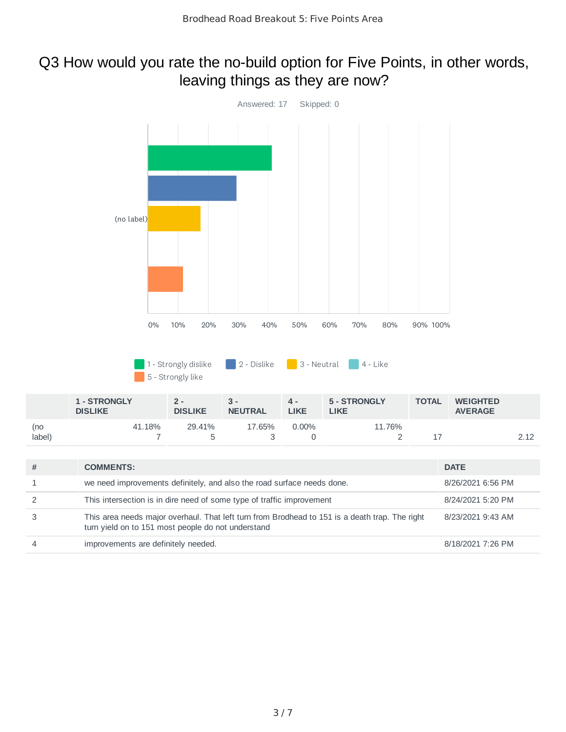# Q3 How would you rate the no-build option for Five Points, in other words, leaving things as they are now?

Answered: 17 Skipped: 0

| | 1 - STRONGLY DISLIKE | 2 - DISLIKE | 3 - NEUTRAL | 4 - LIKE | 5 - STRONGLY LIKE | TOTAL | WEIGHTED AVERAGE |
|---|---|---|---|---|---|---|---|
| (no label) | 41.18% 7 | 29.41% 5 | 17.65% 3 | 0.00% 0 | 11.76% 2 | 17 | 2.12 |

| # | COMMENTS: | DATE |
|---|---|---|
| 1 | we need improvements definitely, and also the road surface needs done. | 8/26/2021 6:56 PM |
| 2 | This intersection is in dire need of some type of traffic improvement | 8/24/2021 5:20 PM |
| 3 | This area needs major overhaul. That left turn from Brodhead to 151 is a death trap. The right turn yield on to 151 most people do not understand | 8/23/2021 9:43 AM |
| 4 | improvements are definitely needed. | 8/18/2021 7:26 PM |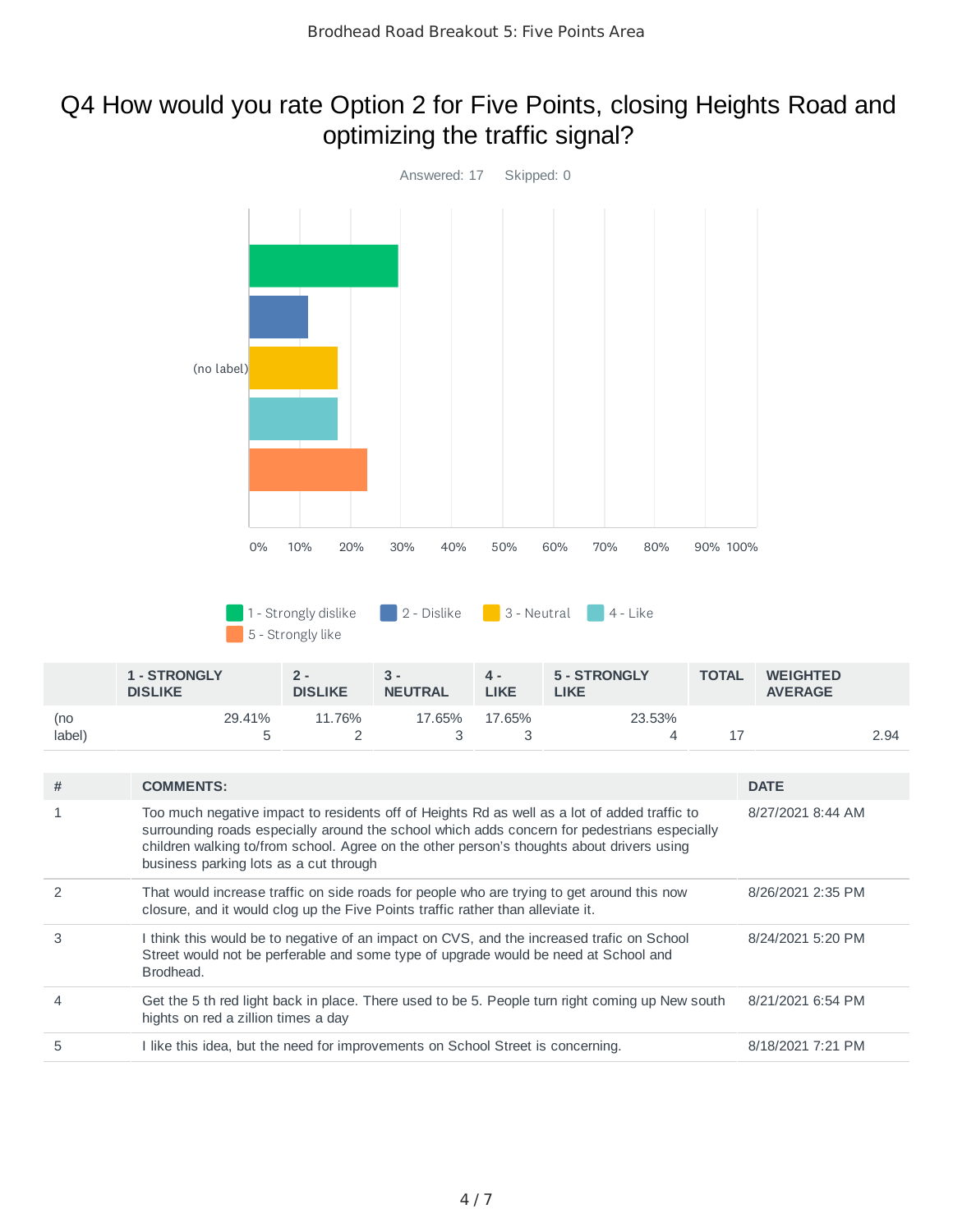# Q4 How would you rate Option 2 for Five Points, closing Heights Road and optimizing the traffic signal?

Answered: 17 Skipped: 0

1 - Strongly dislike 2 - Dislike 3 - Neutral 4 - Like 5 - Strongly like

| | 1 - STRONGLY DISLIKE | 2 - DISLIKE | 3 - NEUTRAL | 4 - LIKE | 5 - STRONGLY LIKE | TOTAL | WEIGHTED AVERAGE |
|---|---|---|---|---|---|---|---|
| (no label) | 29.41% 5 | 11.76% 2 | 17.65% 3 | 17.65% 3 | 23.53% 4 | 17 | 2.94 |

| # | COMMENTS: | DATE |
|---|---|---|
| 1 | Too much negative impact to residents off of Heights Rd as well as a lot of added traffic to surrounding roads especially around the school which adds concern for pedestrians especially children walking to/from school. Agree on the other person's thoughts about drivers using business parking lots as a cut through | 8/27/2021 8:44 AM |
| 2 | That would increase traffic on side roads for people who are trying to get around this now closure, and it would clog up the Five Points traffic rather than alleviate it. | 8/26/2021 2:35 PM |
| 3 | I think this would be to negative of an impact on CVS, and the increased trafic on School Street would not be perferable and some type of upgrade would be need at School and Brodhead. | 8/24/2021 5:20 PM |
| 4 | Get the 5 th red light back in place. There used to be 5. People turn right coming up New south hights on red a zillion times a day | 8/21/2021 6:54 PM |
| 5 | I like this idea, but the need for improvements on School Street is concerning. | 8/18/2021 7:21 PM |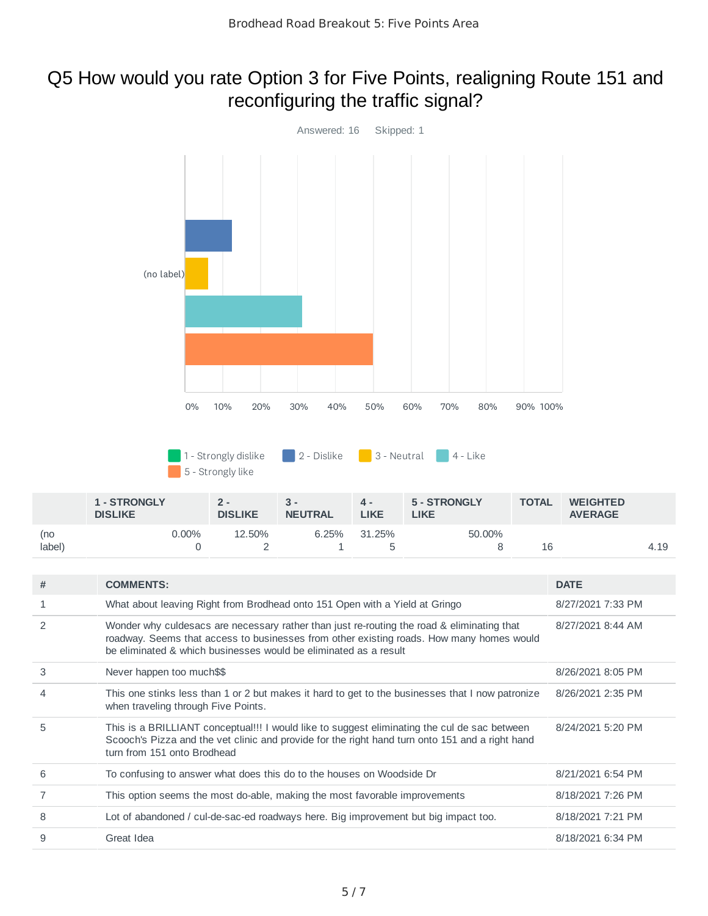Brodhead Road Breakout 5: Five Points Area

# Q5 How would you rate Option 3 for Five Points, realigning Route 151 and reconfiguring the traffic signal?

Answered: 16 Skipped: 1

| | 1 - STRONGLY DISLIKE | 2 - DISLIKE | 3 - NEUTRAL | 4 - LIKE | 5 - STRONGLY LIKE | TOTAL | WEIGHTED AVERAGE |
|---|---|---|---|---|---|---|---|
| (no label) | 0.00%<br>0 | 12.50%<br>2 | 6.25%<br>1 | 31.25%<br>5 | 50.00%<br>8 | 16 | 4.19 |

| # | COMMENTS: | DATE |
|---|---|---|
| 1 | What about leaving Right from Brodhead onto 151 Open with a Yield at Gringo | 8/27/2021 7:33 PM |
| 2 | Wonder why culdesacs are necessary rather than just re-routing the road & eliminating that roadway. Seems that access to businesses from other existing roads. How many homes would be eliminated & which businesses would be eliminated as a result | 8/27/2021 8:44 AM |
| 3 | Never happen too much$$ | 8/26/2021 8:05 PM |
| 4 | This one stinks less than 1 or 2 but makes it hard to get to the businesses that I now patronize when traveling through Five Points. | 8/26/2021 2:35 PM |
| 5 | This is a BRILLIANT conceptual!!! I would like to suggest eliminating the cul de sac between Scooch's Pizza and the vet clinic and provide for the right hand turn onto 151 and a right hand turn from 151 onto Brodhead | 8/24/2021 5:20 PM |
| 6 | To confusing to answer what does this do to the houses on Woodside Dr | 8/21/2021 6:54 PM |
| 7 | This option seems the most do-able, making the most favorable improvements | 8/18/2021 7:26 PM |
| 8 | Lot of abandoned / cul-de-sac-ed roadways here. Big improvement but big impact too. | 8/18/2021 7:21 PM |
| 9 | Great Idea | 8/18/2021 6:34 PM |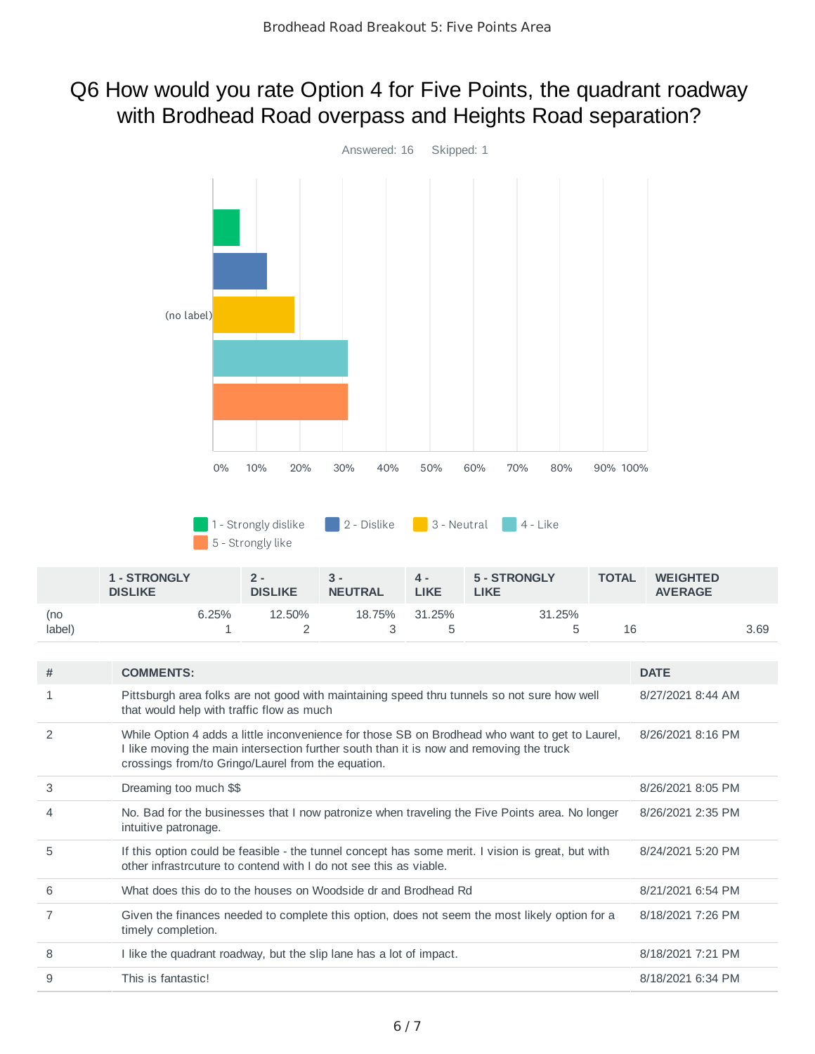# Q6 How would you rate Option 4 for Five Points, the quadrant roadway with Brodhead Road overpass and Heights Road separation?

Answered: 16 Skipped: 1

|  | 1 - STRONGLY DISLIKE | 2 - DISLIKE | 3 - NEUTRAL | 4 - LIKE | 5 - STRONGLY LIKE | TOTAL | WEIGHTED AVERAGE |
|---|---|---|---|---|---|---|---|
| (no label) | 6.25% 1 | 12.50% 2 | 18.75% 3 | 31.25% 5 | 31.25% 5 | 16 | 3.69 |

| # | COMMENTS: | DATE |
|---|---|---|
| 1 | Pittsburgh area folks are not good with maintaining speed thru tunnels so not sure how well that would help with traffic flow as much | 8/27/2021 8:44 AM |
| 2 | While Option 4 adds a little inconvenience for those SB on Brodhead who want to get to Laurel, I like moving the main intersection further south than it is now and removing the truck crossings from/to Gringo/Laurel from the equation. | 8/26/2021 8:16 PM |
| 3 | Dreaming too much $$ | 8/26/2021 8:05 PM |
| 4 | No. Bad for the businesses that I now patronize when traveling the Five Points area. No longer intuitive patronage. | 8/26/2021 2:35 PM |
| 5 | If this option could be feasible - the tunnel concept has some merit. I vision is great, but with other infrastrcuture to contend with I do not see this as viable. | 8/24/2021 5:20 PM |
| 6 | What does this do to the houses on Woodside dr and Brodhead Rd | 8/21/2021 6:54 PM |
| 7 | Given the finances needed to complete this option, does not seem the most likely option for a timely completion. | 8/18/2021 7:26 PM |
| 8 | I like the quadrant roadway, but the slip lane has a lot of impact. | 8/18/2021 7:21 PM |
| 9 | This is fantastic! | 8/18/2021 6:34 PM |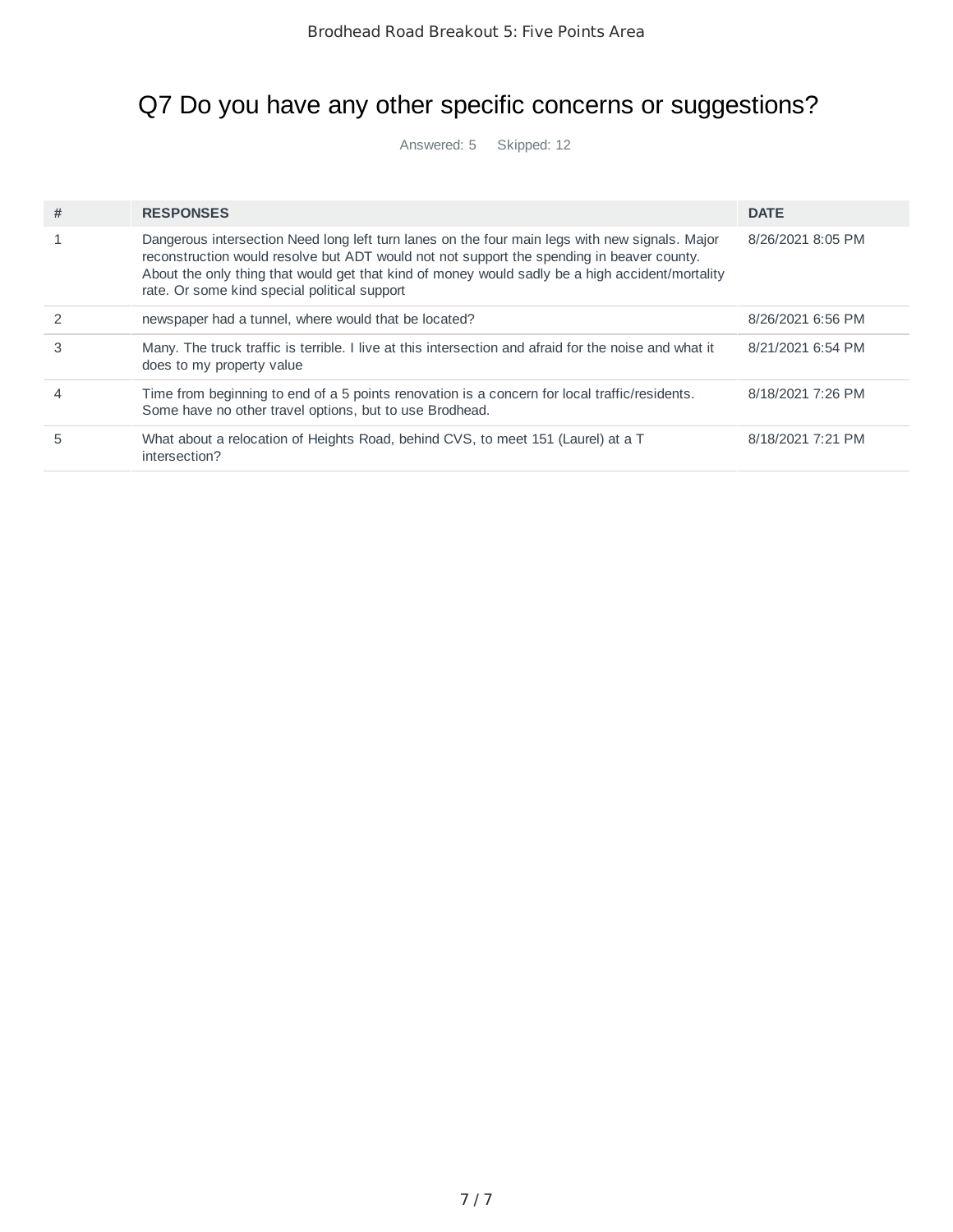## Q7 Do you have any other specific concerns or suggestions?

Answered: 5 Skipped: 12

| # | RESPONSES | DATE |
|---|---|---|
| 1 | Dangerous intersection Need long left turn lanes on the four main legs with new signals. Major reconstruction would resolve but ADT would not not support the spending in beaver county. About the only thing that would get that kind of money would sadly be a high accident/mortality rate. Or some kind special political support | 8/26/2021 8:05 PM |
| 2 | newspaper had a tunnel, where would that be located? | 8/26/2021 6:56 PM |
| 3 | Many. The truck traffic is terrible. I live at this intersection and afraid for the noise and what it does to my property value | 8/21/2021 6:54 PM |
| 4 | Time from beginning to end of a 5 points renovation is a concern for local traffic/residents. Some have no other travel options, but to use Brodhead. | 8/18/2021 7:26 PM |
| 5 | What about a relocation of Heights Road, behind CVS, to meet 151 (Laurel) at a T intersection? | 8/18/2021 7:21 PM |